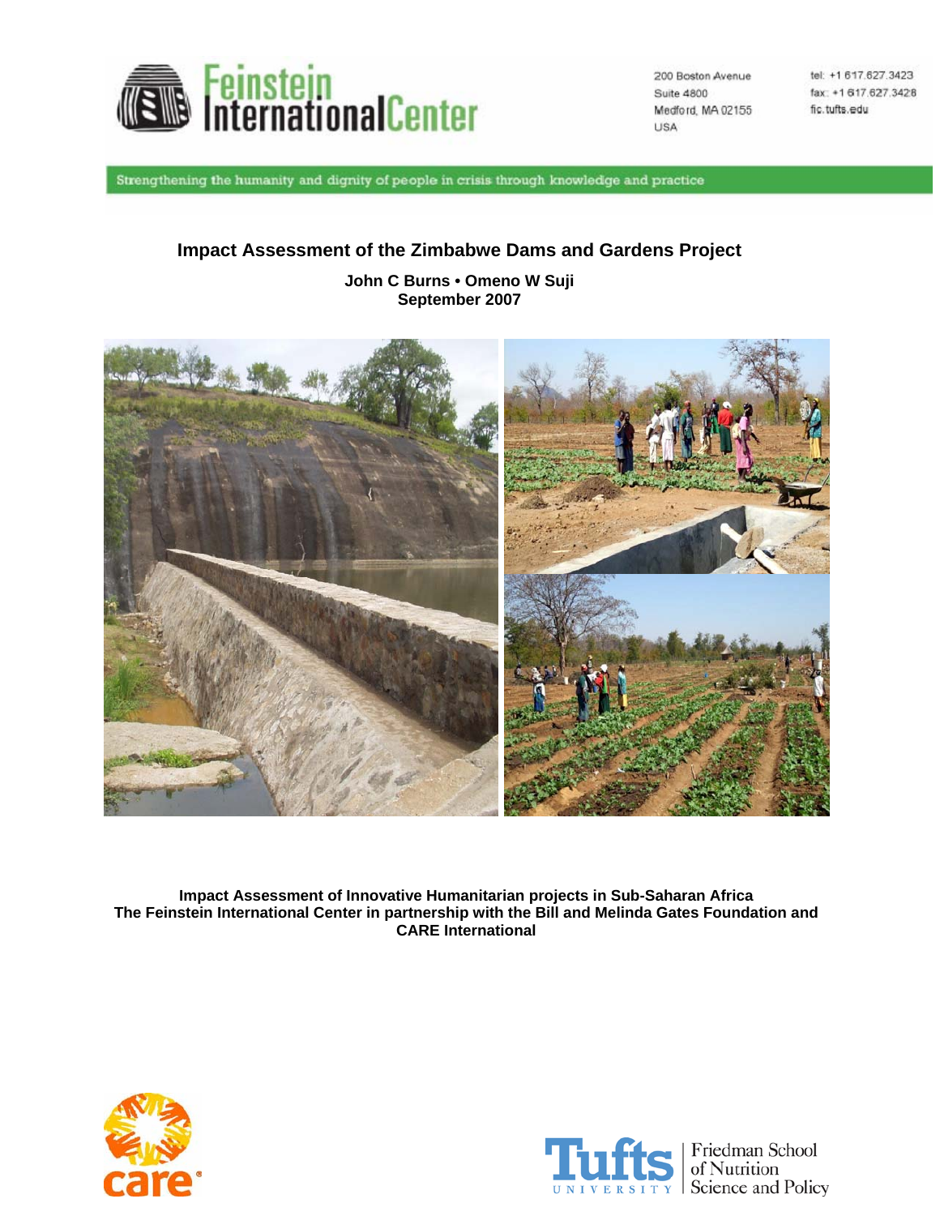Feinstein International Center

200 Boston Avenue
Suite 4800
Medford, MA 02155
USA

tel: +1 617.627.3423
fax: +1 617.627.3428
fic.tufts.edu

Strengthening the humanity and dignity of people in crisis through knowledge and practice

# Impact Assessment of the Zimbabwe Dams and Gardens Project

**John C Burns • Omeno W Suji**
**September 2007**

**Impact Assessment of Innovative Humanitarian projects in Sub-Saharan Africa**
**The Feinstein International Center in partnership with the Bill and Melinda Gates Foundation and CARE International**

care

Tufts University | Friedman School of Nutrition Science and Policy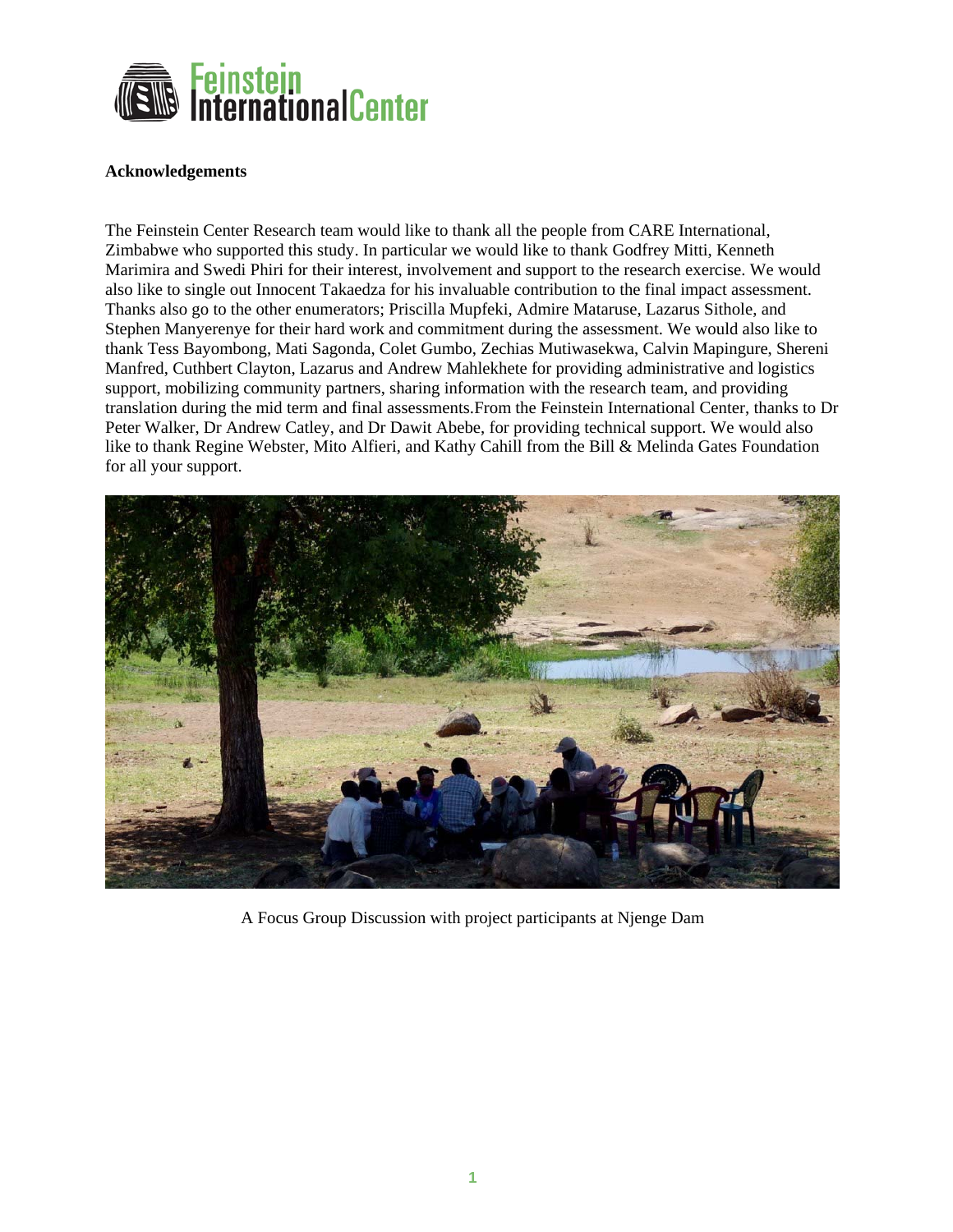**Acknowledgements**

The Feinstein Center Research team would like to thank all the people from CARE International, Zimbabwe who supported this study. In particular we would like to thank Godfrey Mitti, Kenneth Marimira and Swedi Phiri for their interest, involvement and support to the research exercise. We would also like to single out Innocent Takaedza for his invaluable contribution to the final impact assessment. Thanks also go to the other enumerators; Priscilla Mupfeki, Admire Mataruse, Lazarus Sithole, and Stephen Manyerenye for their hard work and commitment during the assessment. We would also like to thank Tess Bayombong, Mati Sagonda, Colet Gumbo, Zechias Mutiwasekwa, Calvin Mapingure, Shereni Manfred, Cuthbert Clayton, Lazarus and Andrew Mahlekhete for providing administrative and logistics support, mobilizing community partners, sharing information with the research team, and providing translation during the mid term and final assessments.From the Feinstein International Center, thanks to Dr Peter Walker, Dr Andrew Catley, and Dr Dawit Abebe, for providing technical support. We would also like to thank Regine Webster, Mito Alfieri, and Kathy Cahill from the Bill & Melinda Gates Foundation for all your support.

A Focus Group Discussion with project participants at Njenge Dam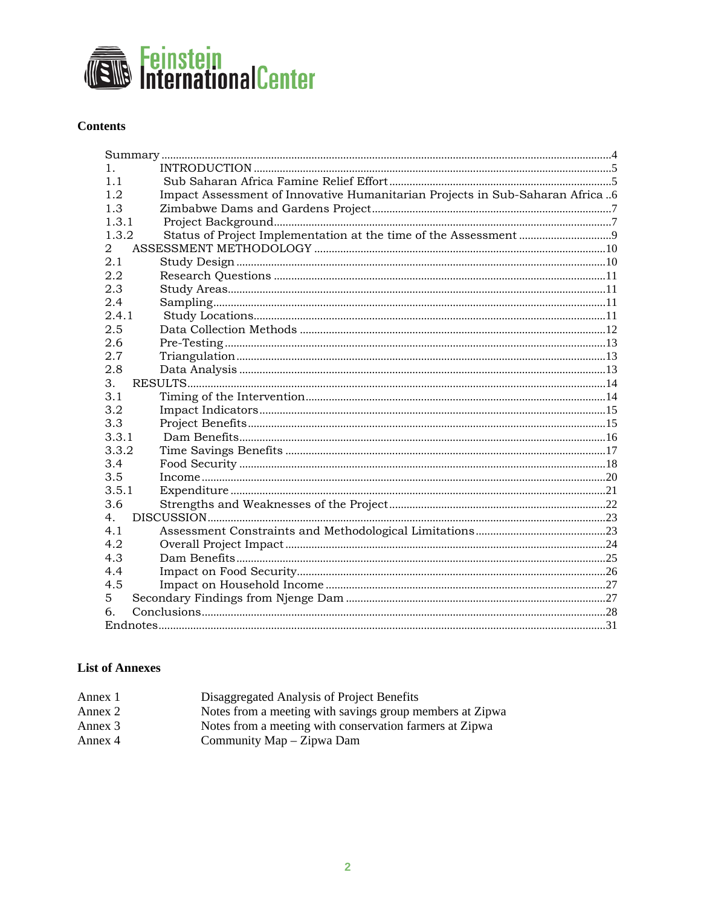**Contents**

Summary ....4
1. INTRODUCTION ....5
1.1 Sub Saharan Africa Famine Relief Effort ....5
1.2 Impact Assessment of Innovative Humanitarian Projects in Sub-Saharan Africa ..6
1.3 Zimbabwe Dams and Gardens Project ....7
1.3.1 Project Background ....7
1.3.2 Status of Project Implementation at the time of the Assessment ....9
2 ASSESSMENT METHODOLOGY ....10
2.1 Study Design ....10
2.2 Research Questions ....11
2.3 Study Areas ....11
2.4 Sampling ....11
2.4.1 Study Locations ....11
2.5 Data Collection Methods ....12
2.6 Pre-Testing ....13
2.7 Triangulation ....13
2.8 Data Analysis ....13
3. RESULTS ....14
3.1 Timing of the Intervention ....14
3.2 Impact Indicators ....15
3.3 Project Benefits ....15
3.3.1 Dam Benefits ....16
3.3.2 Time Savings Benefits ....17
3.4 Food Security ....18
3.5 Income ....20
3.5.1 Expenditure ....21
3.6 Strengths and Weaknesses of the Project ....22
4. DISCUSSION ....23
4.1 Assessment Constraints and Methodological Limitations ....23
4.2 Overall Project Impact ....24
4.3 Dam Benefits ....25
4.4 Impact on Food Security ....26
4.5 Impact on Household Income ....27
5 Secondary Findings from Njenge Dam ....27
6. Conclusions ....28
Endnotes ....31

**List of Annexes**

| | |
|---|---|
| Annex 1 | Disaggregated Analysis of Project Benefits |
| Annex 2 | Notes from a meeting with savings group members at Zipwa |
| Annex 3 | Notes from a meeting with conservation farmers at Zipwa |
| Annex 4 | Community Map – Zipwa Dam |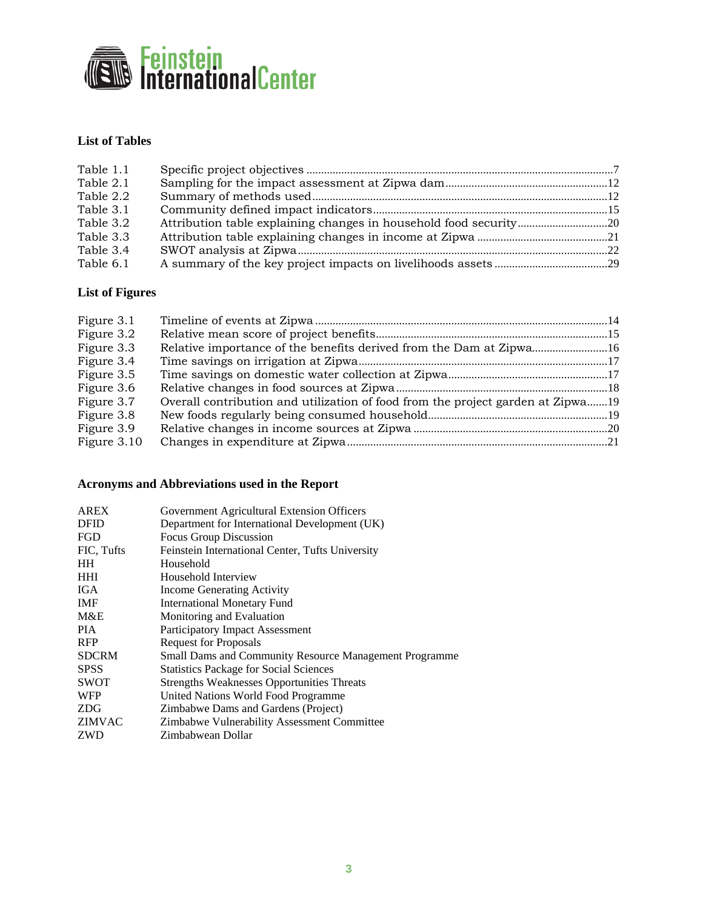## List of Tables

| | | |
|---|---|---|
| Table 1.1 | Specific project objectives | 7 |
| Table 2.1 | Sampling for the impact assessment at Zipwa dam | 12 |
| Table 2.2 | Summary of methods used | 12 |
| Table 3.1 | Community defined impact indicators | 15 |
| Table 3.2 | Attribution table explaining changes in household food security | 20 |
| Table 3.3 | Attribution table explaining changes in income at Zipwa | 21 |
| Table 3.4 | SWOT analysis at Zipwa | 22 |
| Table 6.1 | A summary of the key project impacts on livelihoods assets | 29 |

## List of Figures

| | | |
|---|---|---|
| Figure 3.1 | Timeline of events at Zipwa | 14 |
| Figure 3.2 | Relative mean score of project benefits | 15 |
| Figure 3.3 | Relative importance of the benefits derived from the Dam at Zipwa | 16 |
| Figure 3.4 | Time savings on irrigation at Zipwa | 17 |
| Figure 3.5 | Time savings on domestic water collection at Zipwa | 17 |
| Figure 3.6 | Relative changes in food sources at Zipwa | 18 |
| Figure 3.7 | Overall contribution and utilization of food from the project garden at Zipwa | 19 |
| Figure 3.8 | New foods regularly being consumed household | 19 |
| Figure 3.9 | Relative changes in income sources at Zipwa | 20 |
| Figure 3.10 | Changes in expenditure at Zipwa | 21 |

## Acronyms and Abbreviations used in the Report

| | |
|---|---|
| AREX | Government Agricultural Extension Officers |
| DFID | Department for International Development (UK) |
| FGD | Focus Group Discussion |
| FIC, Tufts | Feinstein International Center, Tufts University |
| HH | Household |
| HHI | Household Interview |
| IGA | Income Generating Activity |
| IMF | International Monetary Fund |
| M&E | Monitoring and Evaluation |
| PIA | Participatory Impact Assessment |
| RFP | Request for Proposals |
| SDCRM | Small Dams and Community Resource Management Programme |
| SPSS | Statistics Package for Social Sciences |
| SWOT | Strengths Weaknesses Opportunities Threats |
| WFP | United Nations World Food Programme |
| ZDG | Zimbabwe Dams and Gardens (Project) |
| ZIMVAC | Zimbabwe Vulnerability Assessment Committee |
| ZWD | Zimbabwean Dollar |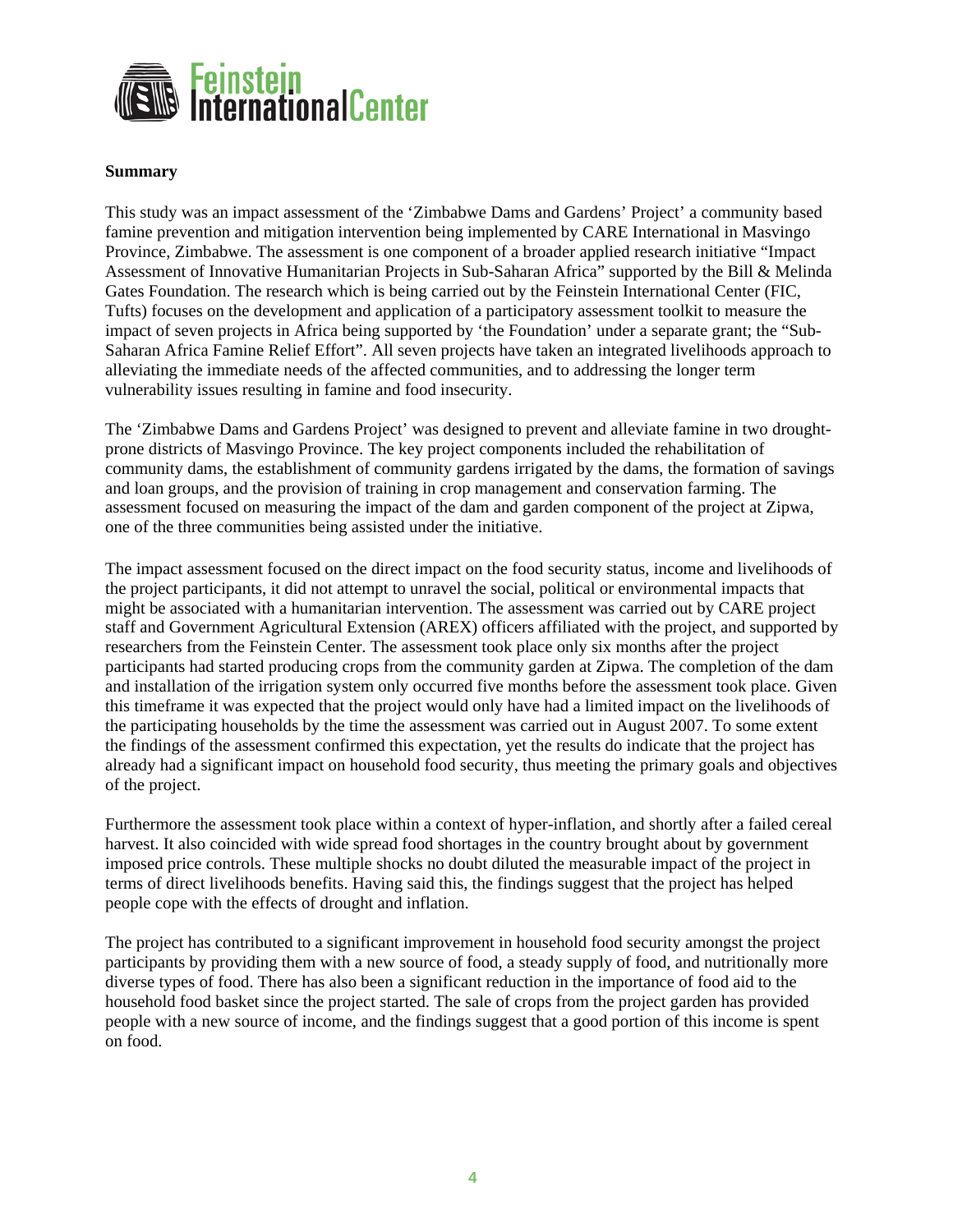**Summary**

This study was an impact assessment of the 'Zimbabwe Dams and Gardens' Project' a community based famine prevention and mitigation intervention being implemented by CARE International in Masvingo Province, Zimbabwe. The assessment is one component of a broader applied research initiative "Impact Assessment of Innovative Humanitarian Projects in Sub-Saharan Africa" supported by the Bill & Melinda Gates Foundation. The research which is being carried out by the Feinstein International Center (FIC, Tufts) focuses on the development and application of a participatory assessment toolkit to measure the impact of seven projects in Africa being supported by 'the Foundation' under a separate grant; the "Sub-Saharan Africa Famine Relief Effort". All seven projects have taken an integrated livelihoods approach to alleviating the immediate needs of the affected communities, and to addressing the longer term vulnerability issues resulting in famine and food insecurity.

The 'Zimbabwe Dams and Gardens Project' was designed to prevent and alleviate famine in two drought-prone districts of Masvingo Province. The key project components included the rehabilitation of community dams, the establishment of community gardens irrigated by the dams, the formation of savings and loan groups, and the provision of training in crop management and conservation farming. The assessment focused on measuring the impact of the dam and garden component of the project at Zipwa, one of the three communities being assisted under the initiative.

The impact assessment focused on the direct impact on the food security status, income and livelihoods of the project participants, it did not attempt to unravel the social, political or environmental impacts that might be associated with a humanitarian intervention. The assessment was carried out by CARE project staff and Government Agricultural Extension (AREX) officers affiliated with the project, and supported by researchers from the Feinstein Center. The assessment took place only six months after the project participants had started producing crops from the community garden at Zipwa. The completion of the dam and installation of the irrigation system only occurred five months before the assessment took place. Given this timeframe it was expected that the project would only have had a limited impact on the livelihoods of the participating households by the time the assessment was carried out in August 2007. To some extent the findings of the assessment confirmed this expectation, yet the results do indicate that the project has already had a significant impact on household food security, thus meeting the primary goals and objectives of the project.

Furthermore the assessment took place within a context of hyper-inflation, and shortly after a failed cereal harvest. It also coincided with wide spread food shortages in the country brought about by government imposed price controls. These multiple shocks no doubt diluted the measurable impact of the project in terms of direct livelihoods benefits. Having said this, the findings suggest that the project has helped people cope with the effects of drought and inflation.

The project has contributed to a significant improvement in household food security amongst the project participants by providing them with a new source of food, a steady supply of food, and nutritionally more diverse types of food. There has also been a significant reduction in the importance of food aid to the household food basket since the project started. The sale of crops from the project garden has provided people with a new source of income, and the findings suggest that a good portion of this income is spent on food.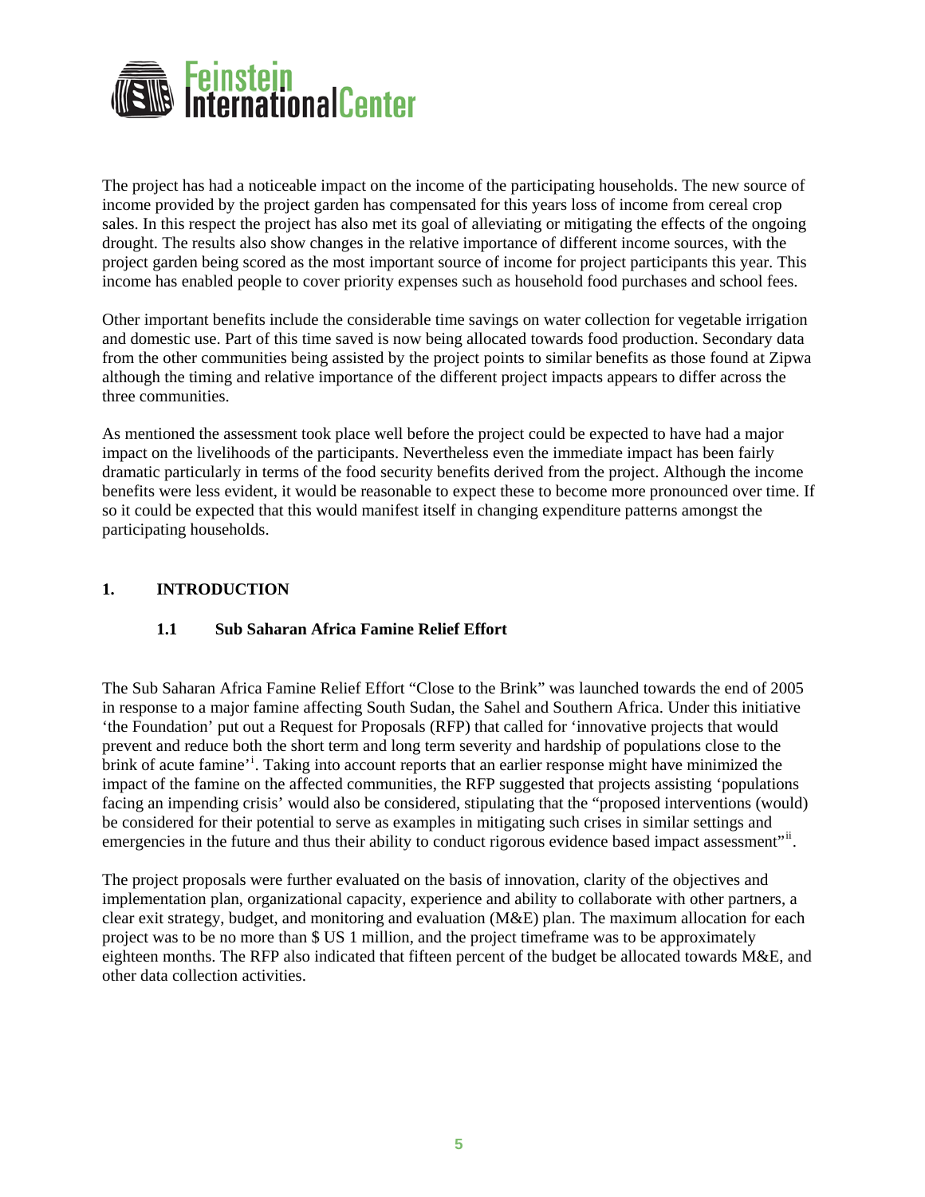The project has had a noticeable impact on the income of the participating households. The new source of income provided by the project garden has compensated for this years loss of income from cereal crop sales. In this respect the project has also met its goal of alleviating or mitigating the effects of the ongoing drought. The results also show changes in the relative importance of different income sources, with the project garden being scored as the most important source of income for project participants this year. This income has enabled people to cover priority expenses such as household food purchases and school fees.

Other important benefits include the considerable time savings on water collection for vegetable irrigation and domestic use. Part of this time saved is now being allocated towards food production. Secondary data from the other communities being assisted by the project points to similar benefits as those found at Zipwa although the timing and relative importance of the different project impacts appears to differ across the three communities.

As mentioned the assessment took place well before the project could be expected to have had a major impact on the livelihoods of the participants. Nevertheless even the immediate impact has been fairly dramatic particularly in terms of the food security benefits derived from the project. Although the income benefits were less evident, it would be reasonable to expect these to become more pronounced over time. If so it could be expected that this would manifest itself in changing expenditure patterns amongst the participating households.

## 1. INTRODUCTION

### 1.1 Sub Saharan Africa Famine Relief Effort

The Sub Saharan Africa Famine Relief Effort "Close to the Brink" was launched towards the end of 2005 in response to a major famine affecting South Sudan, the Sahel and Southern Africa. Under this initiative 'the Foundation' put out a Request for Proposals (RFP) that called for 'innovative projects that would prevent and reduce both the short term and long term severity and hardship of populations close to the brink of acute famine'[i]. Taking into account reports that an earlier response might have minimized the impact of the famine on the affected communities, the RFP suggested that projects assisting 'populations facing an impending crisis' would also be considered, stipulating that the "proposed interventions (would) be considered for their potential to serve as examples in mitigating such crises in similar settings and emergencies in the future and thus their ability to conduct rigorous evidence based impact assessment"[ii].

The project proposals were further evaluated on the basis of innovation, clarity of the objectives and implementation plan, organizational capacity, experience and ability to collaborate with other partners, a clear exit strategy, budget, and monitoring and evaluation (M&E) plan. The maximum allocation for each project was to be no more than $ US 1 million, and the project timeframe was to be approximately eighteen months. The RFP also indicated that fifteen percent of the budget be allocated towards M&E, and other data collection activities.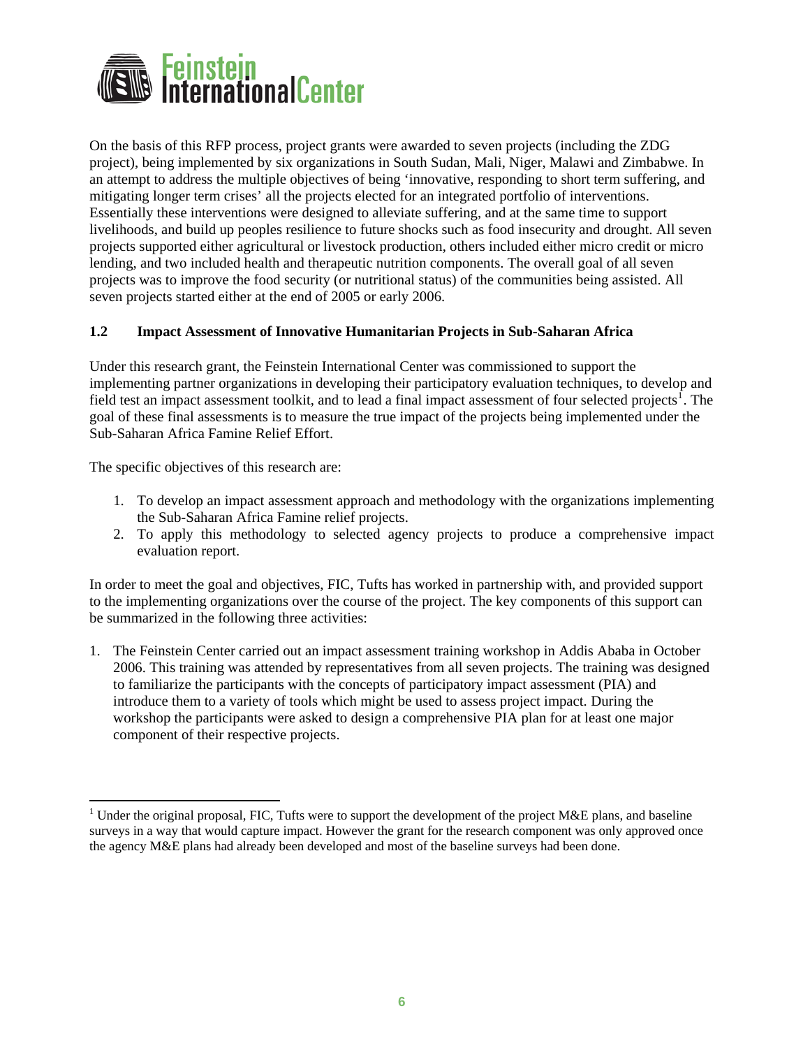On the basis of this RFP process, project grants were awarded to seven projects (including the ZDG project), being implemented by six organizations in South Sudan, Mali, Niger, Malawi and Zimbabwe. In an attempt to address the multiple objectives of being 'innovative, responding to short term suffering, and mitigating longer term crises' all the projects elected for an integrated portfolio of interventions. Essentially these interventions were designed to alleviate suffering, and at the same time to support livelihoods, and build up peoples resilience to future shocks such as food insecurity and drought. All seven projects supported either agricultural or livestock production, others included either micro credit or micro lending, and two included health and therapeutic nutrition components. The overall goal of all seven projects was to improve the food security (or nutritional status) of the communities being assisted. All seven projects started either at the end of 2005 or early 2006.

### 1.2 Impact Assessment of Innovative Humanitarian Projects in Sub-Saharan Africa

Under this research grant, the Feinstein International Center was commissioned to support the implementing partner organizations in developing their participatory evaluation techniques, to develop and field test an impact assessment toolkit, and to lead a final impact assessment of four selected projects[1]. The goal of these final assessments is to measure the true impact of the projects being implemented under the Sub-Saharan Africa Famine Relief Effort.

The specific objectives of this research are:

1. To develop an impact assessment approach and methodology with the organizations implementing the Sub-Saharan Africa Famine relief projects.
2. To apply this methodology to selected agency projects to produce a comprehensive impact evaluation report.

In order to meet the goal and objectives, FIC, Tufts has worked in partnership with, and provided support to the implementing organizations over the course of the project. The key components of this support can be summarized in the following three activities:

1. The Feinstein Center carried out an impact assessment training workshop in Addis Ababa in October 2006. This training was attended by representatives from all seven projects. The training was designed to familiarize the participants with the concepts of participatory impact assessment (PIA) and introduce them to a variety of tools which might be used to assess project impact. During the workshop the participants were asked to design a comprehensive PIA plan for at least one major component of their respective projects.

---

[1] Under the original proposal, FIC, Tufts were to support the development of the project M&E plans, and baseline surveys in a way that would capture impact. However the grant for the research component was only approved once the agency M&E plans had already been developed and most of the baseline surveys had been done.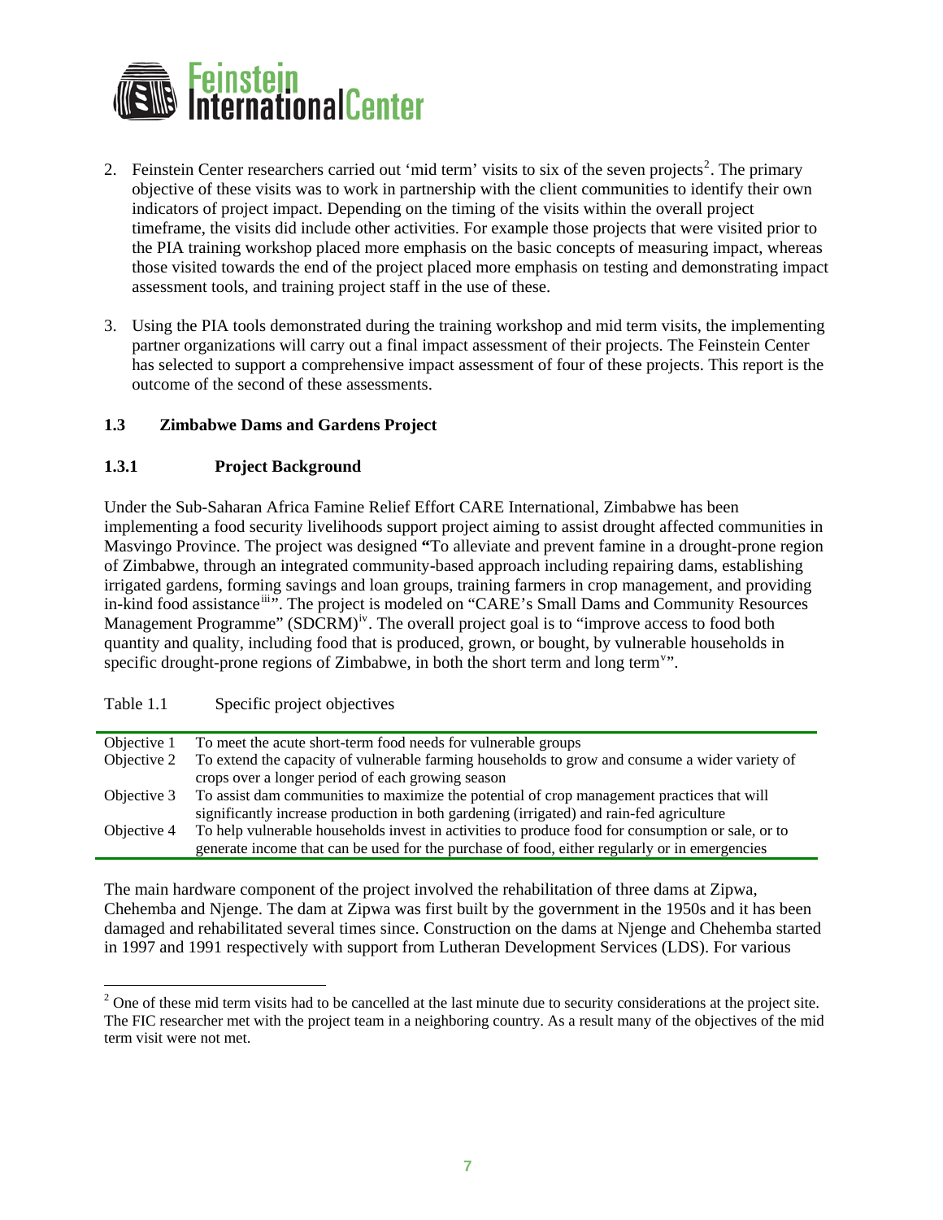2. Feinstein Center researchers carried out 'mid term' visits to six of the seven projects[2]. The primary objective of these visits was to work in partnership with the client communities to identify their own indicators of project impact. Depending on the timing of the visits within the overall project timeframe, the visits did include other activities. For example those projects that were visited prior to the PIA training workshop placed more emphasis on the basic concepts of measuring impact, whereas those visited towards the end of the project placed more emphasis on testing and demonstrating impact assessment tools, and training project staff in the use of these.

3. Using the PIA tools demonstrated during the training workshop and mid term visits, the implementing partner organizations will carry out a final impact assessment of their projects. The Feinstein Center has selected to support a comprehensive impact assessment of four of these projects. This report is the outcome of the second of these assessments.

### 1.3 Zimbabwe Dams and Gardens Project

#### 1.3.1 Project Background

Under the Sub-Saharan Africa Famine Relief Effort CARE International, Zimbabwe has been implementing a food security livelihoods support project aiming to assist drought affected communities in Masvingo Province. The project was designed **"**To alleviate and prevent famine in a drought-prone region of Zimbabwe, through an integrated community-based approach including repairing dams, establishing irrigated gardens, forming savings and loan groups, training farmers in crop management, and providing in-kind food assistance[iii]". The project is modeled on "CARE's Small Dams and Community Resources Management Programme" (SDCRM)[iv]. The overall project goal is to "improve access to food both quantity and quality, including food that is produced, grown, or bought, by vulnerable households in specific drought-prone regions of Zimbabwe, in both the short term and long term[v]".

Table 1.1 Specific project objectives

| | |
|---|---|
| Objective 1 | To meet the acute short-term food needs for vulnerable groups |
| Objective 2 | To extend the capacity of vulnerable farming households to grow and consume a wider variety of crops over a longer period of each growing season |
| Objective 3 | To assist dam communities to maximize the potential of crop management practices that will significantly increase production in both gardening (irrigated) and rain-fed agriculture |
| Objective 4 | To help vulnerable households invest in activities to produce food for consumption or sale, or to generate income that can be used for the purchase of food, either regularly or in emergencies |

The main hardware component of the project involved the rehabilitation of three dams at Zipwa, Chehemba and Njenge. The dam at Zipwa was first built by the government in the 1950s and it has been damaged and rehabilitated several times since. Construction on the dams at Njenge and Chehemba started in 1997 and 1991 respectively with support from Lutheran Development Services (LDS). For various

[2] One of these mid term visits had to be cancelled at the last minute due to security considerations at the project site. The FIC researcher met with the project team in a neighboring country. As a result many of the objectives of the mid term visit were not met.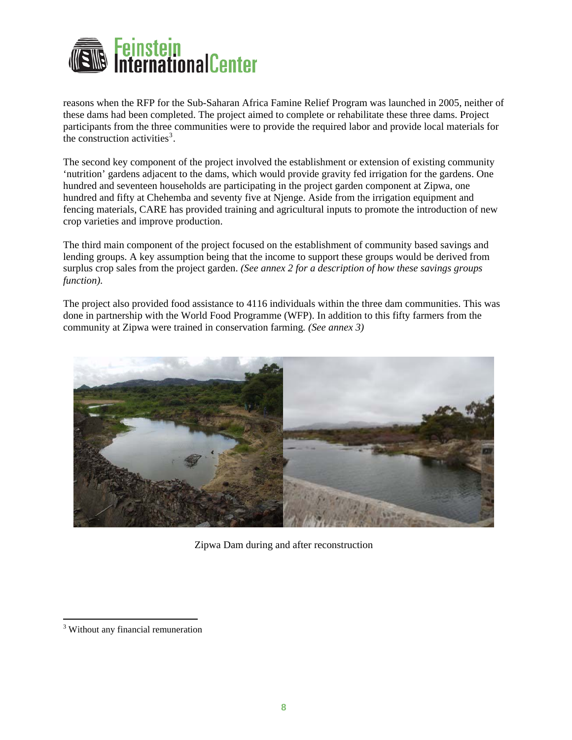reasons when the RFP for the Sub-Saharan Africa Famine Relief Program was launched in 2005, neither of these dams had been completed. The project aimed to complete or rehabilitate these three dams. Project participants from the three communities were to provide the required labor and provide local materials for the construction activities[3].

The second key component of the project involved the establishment or extension of existing community 'nutrition' gardens adjacent to the dams, which would provide gravity fed irrigation for the gardens. One hundred and seventeen households are participating in the project garden component at Zipwa, one hundred and fifty at Chehemba and seventy five at Njenge. Aside from the irrigation equipment and fencing materials, CARE has provided training and agricultural inputs to promote the introduction of new crop varieties and improve production.

The third main component of the project focused on the establishment of community based savings and lending groups. A key assumption being that the income to support these groups would be derived from surplus crop sales from the project garden. *(See annex 2 for a description of how these savings groups function).*

The project also provided food assistance to 4116 individuals within the three dam communities. This was done in partnership with the World Food Programme (WFP). In addition to this fifty farmers from the community at Zipwa were trained in conservation farming. *(See annex 3)*

Zipwa Dam during and after reconstruction

[3] Without any financial remuneration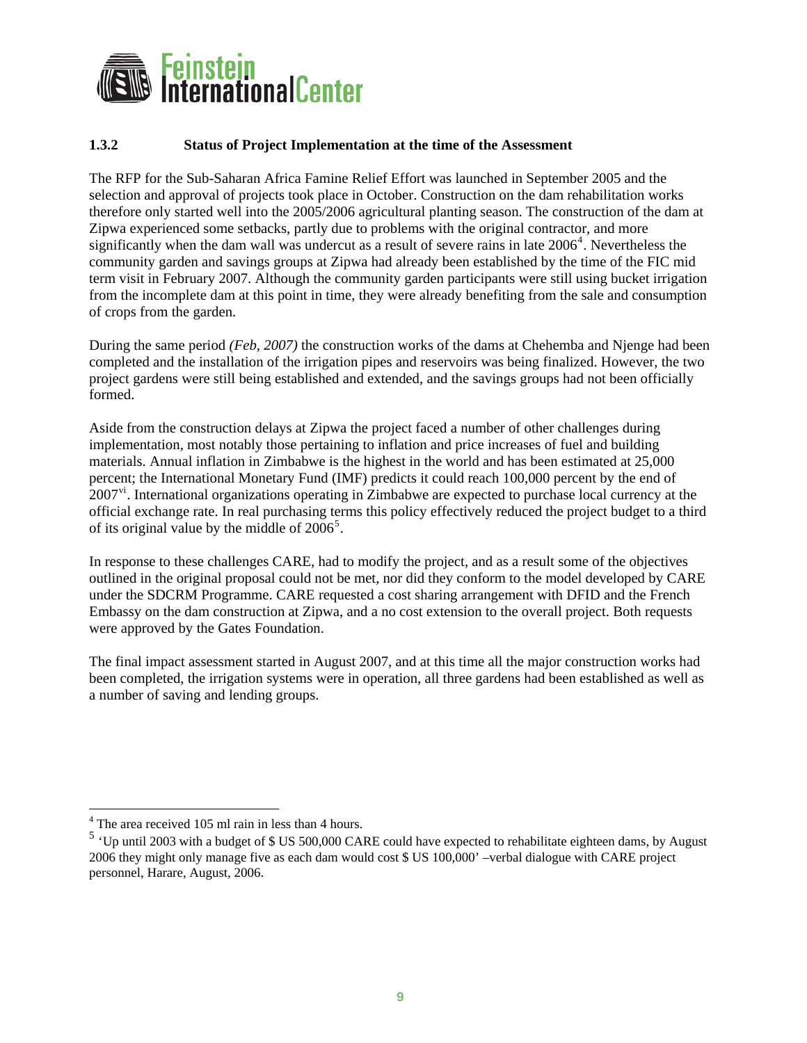### 1.3.2 Status of Project Implementation at the time of the Assessment

The RFP for the Sub-Saharan Africa Famine Relief Effort was launched in September 2005 and the selection and approval of projects took place in October. Construction on the dam rehabilitation works therefore only started well into the 2005/2006 agricultural planting season. The construction of the dam at Zipwa experienced some setbacks, partly due to problems with the original contractor, and more significantly when the dam wall was undercut as a result of severe rains in late 2006[4]. Nevertheless the community garden and savings groups at Zipwa had already been established by the time of the FIC mid term visit in February 2007. Although the community garden participants were still using bucket irrigation from the incomplete dam at this point in time, they were already benefiting from the sale and consumption of crops from the garden.

During the same period *(Feb, 2007)* the construction works of the dams at Chehemba and Njenge had been completed and the installation of the irrigation pipes and reservoirs was being finalized. However, the two project gardens were still being established and extended, and the savings groups had not been officially formed.

Aside from the construction delays at Zipwa the project faced a number of other challenges during implementation, most notably those pertaining to inflation and price increases of fuel and building materials. Annual inflation in Zimbabwe is the highest in the world and has been estimated at 25,000 percent; the International Monetary Fund (IMF) predicts it could reach 100,000 percent by the end of 2007[vi]. International organizations operating in Zimbabwe are expected to purchase local currency at the official exchange rate. In real purchasing terms this policy effectively reduced the project budget to a third of its original value by the middle of 2006[5].

In response to these challenges CARE, had to modify the project, and as a result some of the objectives outlined in the original proposal could not be met, nor did they conform to the model developed by CARE under the SDCRM Programme. CARE requested a cost sharing arrangement with DFID and the French Embassy on the dam construction at Zipwa, and a no cost extension to the overall project. Both requests were approved by the Gates Foundation.

The final impact assessment started in August 2007, and at this time all the major construction works had been completed, the irrigation systems were in operation, all three gardens had been established as well as a number of saving and lending groups.

---

[4] The area received 105 ml rain in less than 4 hours.

[5] 'Up until 2003 with a budget of $ US 500,000 CARE could have expected to rehabilitate eighteen dams, by August 2006 they might only manage five as each dam would cost $ US 100,000' –verbal dialogue with CARE project personnel, Harare, August, 2006.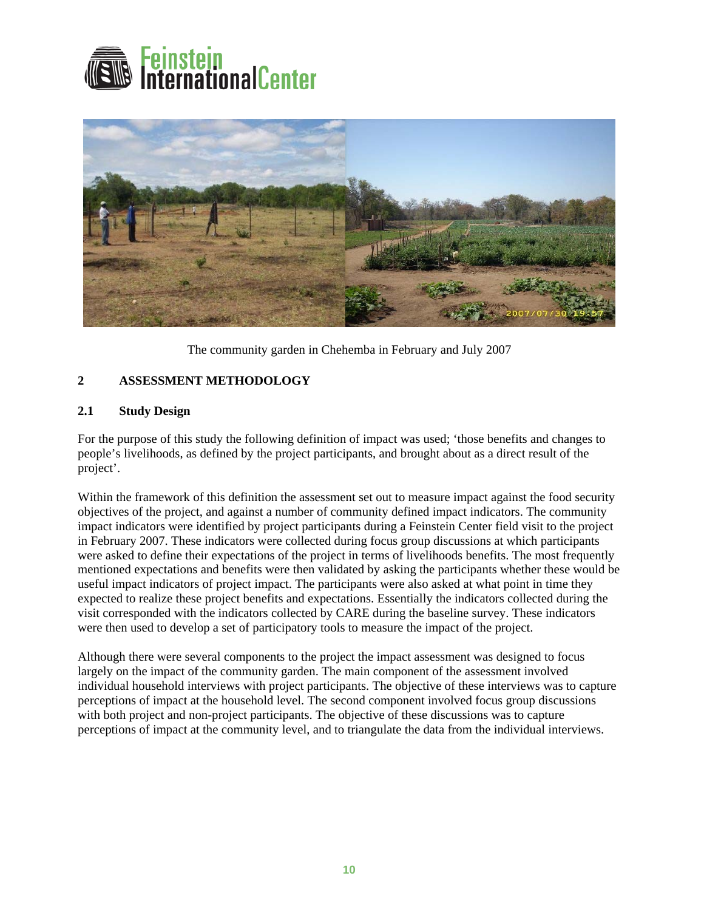The community garden in Chehemba in February and July 2007

## 2 ASSESSMENT METHODOLOGY

### 2.1 Study Design

For the purpose of this study the following definition of impact was used; 'those benefits and changes to people's livelihoods, as defined by the project participants, and brought about as a direct result of the project'.

Within the framework of this definition the assessment set out to measure impact against the food security objectives of the project, and against a number of community defined impact indicators. The community impact indicators were identified by project participants during a Feinstein Center field visit to the project in February 2007. These indicators were collected during focus group discussions at which participants were asked to define their expectations of the project in terms of livelihoods benefits. The most frequently mentioned expectations and benefits were then validated by asking the participants whether these would be useful impact indicators of project impact. The participants were also asked at what point in time they expected to realize these project benefits and expectations. Essentially the indicators collected during the visit corresponded with the indicators collected by CARE during the baseline survey. These indicators were then used to develop a set of participatory tools to measure the impact of the project.

Although there were several components to the project the impact assessment was designed to focus largely on the impact of the community garden. The main component of the assessment involved individual household interviews with project participants. The objective of these interviews was to capture perceptions of impact at the household level. The second component involved focus group discussions with both project and non-project participants. The objective of these discussions was to capture perceptions of impact at the community level, and to triangulate the data from the individual interviews.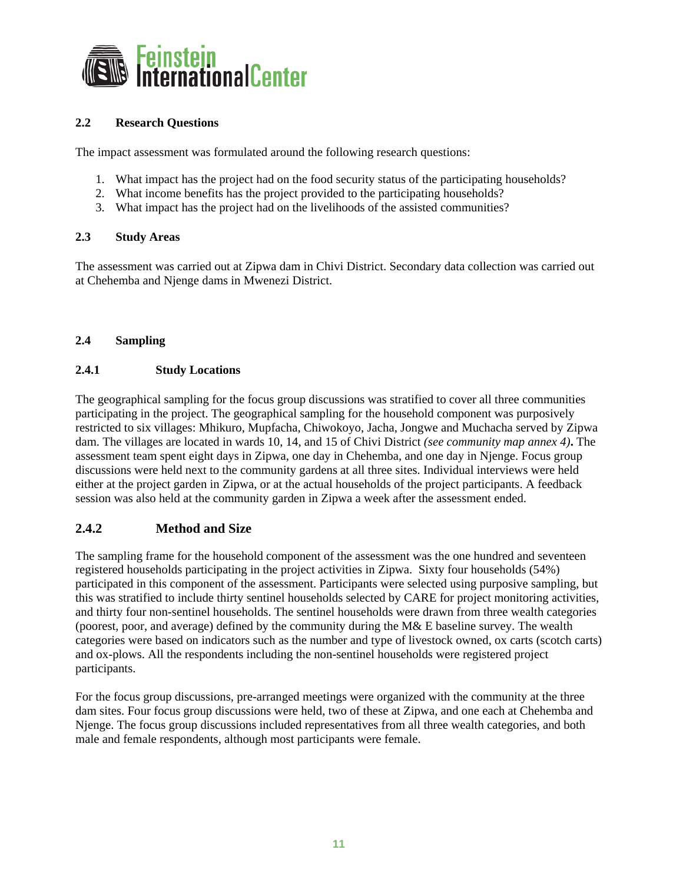### 2.2 Research Questions

The impact assessment was formulated around the following research questions:

1. What impact has the project had on the food security status of the participating households?
2. What income benefits has the project provided to the participating households?
3. What impact has the project had on the livelihoods of the assisted communities?

### 2.3 Study Areas

The assessment was carried out at Zipwa dam in Chivi District. Secondary data collection was carried out at Chehemba and Njenge dams in Mwenezi District.

### 2.4 Sampling

#### 2.4.1 Study Locations

The geographical sampling for the focus group discussions was stratified to cover all three communities participating in the project. The geographical sampling for the household component was purposively restricted to six villages: Mhikuro, Mupfacha, Chiwokoyo, Jacha, Jongwe and Muchacha served by Zipwa dam. The villages are located in wards 10, 14, and 15 of Chivi District *(see community map annex 4)***.** The assessment team spent eight days in Zipwa, one day in Chehemba, and one day in Njenge. Focus group discussions were held next to the community gardens at all three sites. Individual interviews were held either at the project garden in Zipwa, or at the actual households of the project participants. A feedback session was also held at the community garden in Zipwa a week after the assessment ended.

#### 2.4.2 Method and Size

The sampling frame for the household component of the assessment was the one hundred and seventeen registered households participating in the project activities in Zipwa. Sixty four households (54%) participated in this component of the assessment. Participants were selected using purposive sampling, but this was stratified to include thirty sentinel households selected by CARE for project monitoring activities, and thirty four non-sentinel households. The sentinel households were drawn from three wealth categories (poorest, poor, and average) defined by the community during the M& E baseline survey. The wealth categories were based on indicators such as the number and type of livestock owned, ox carts (scotch carts) and ox-plows. All the respondents including the non-sentinel households were registered project participants.

For the focus group discussions, pre-arranged meetings were organized with the community at the three dam sites. Four focus group discussions were held, two of these at Zipwa, and one each at Chehemba and Njenge. The focus group discussions included representatives from all three wealth categories, and both male and female respondents, although most participants were female.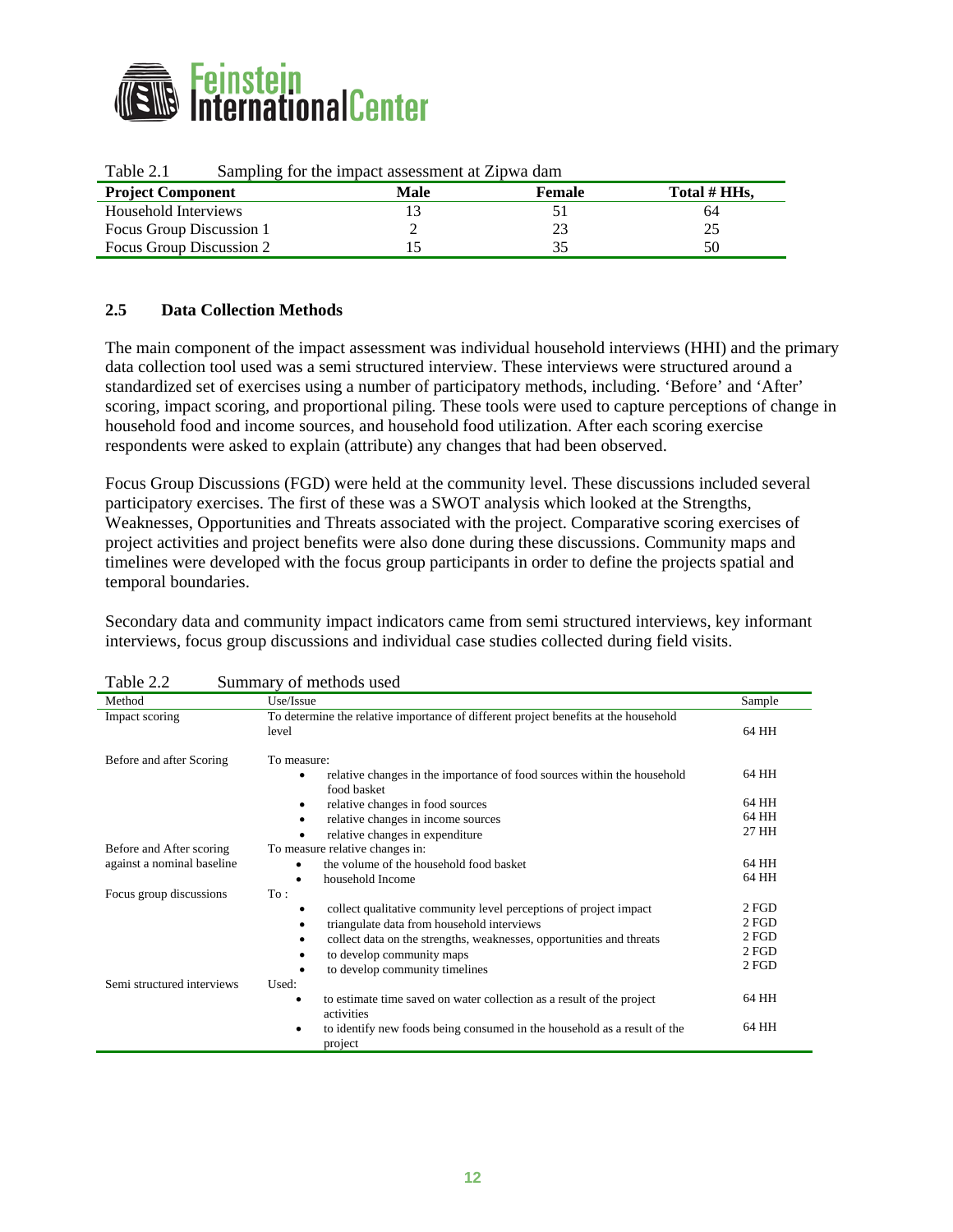Table 2.1 Sampling for the impact assessment at Zipwa dam

| Project Component | Male | Female | Total # HHs, |
|---|---|---|---|
| Household Interviews | 13 | 51 | 64 |
| Focus Group Discussion 1 | 2 | 23 | 25 |
| Focus Group Discussion 2 | 15 | 35 | 50 |

### 2.5 Data Collection Methods

The main component of the impact assessment was individual household interviews (HHI) and the primary data collection tool used was a semi structured interview. These interviews were structured around a standardized set of exercises using a number of participatory methods, including. 'Before' and 'After' scoring, impact scoring, and proportional piling. These tools were used to capture perceptions of change in household food and income sources, and household food utilization. After each scoring exercise respondents were asked to explain (attribute) any changes that had been observed.

Focus Group Discussions (FGD) were held at the community level. These discussions included several participatory exercises. The first of these was a SWOT analysis which looked at the Strengths, Weaknesses, Opportunities and Threats associated with the project. Comparative scoring exercises of project activities and project benefits were also done during these discussions. Community maps and timelines were developed with the focus group participants in order to define the projects spatial and temporal boundaries.

Secondary data and community impact indicators came from semi structured interviews, key informant interviews, focus group discussions and individual case studies collected during field visits.

Table 2.2 Summary of methods used

| Method | Use/Issue | Sample |
|---|---|---|
| Impact scoring | To determine the relative importance of different project benefits at the household level | 64 HH |
| Before and after Scoring | To measure: | |
| | • relative changes in the importance of food sources within the household food basket | 64 HH |
| | • relative changes in food sources | 64 HH |
| | • relative changes in income sources | 64 HH |
| | • relative changes in expenditure | 27 HH |
| Before and After scoring against a nominal baseline | To measure relative changes in: | |
| | • the volume of the household food basket | 64 HH |
| | • household Income | 64 HH |
| Focus group discussions | To : | |
| | • collect qualitative community level perceptions of project impact | 2 FGD |
| | • triangulate data from household interviews | 2 FGD |
| | • collect data on the strengths, weaknesses, opportunities and threats | 2 FGD |
| | • to develop community maps | 2 FGD |
| | • to develop community timelines | 2 FGD |
| Semi structured interviews | Used: | |
| | • to estimate time saved on water collection as a result of the project activities | 64 HH |
| | • to identify new foods being consumed in the household as a result of the project | 64 HH |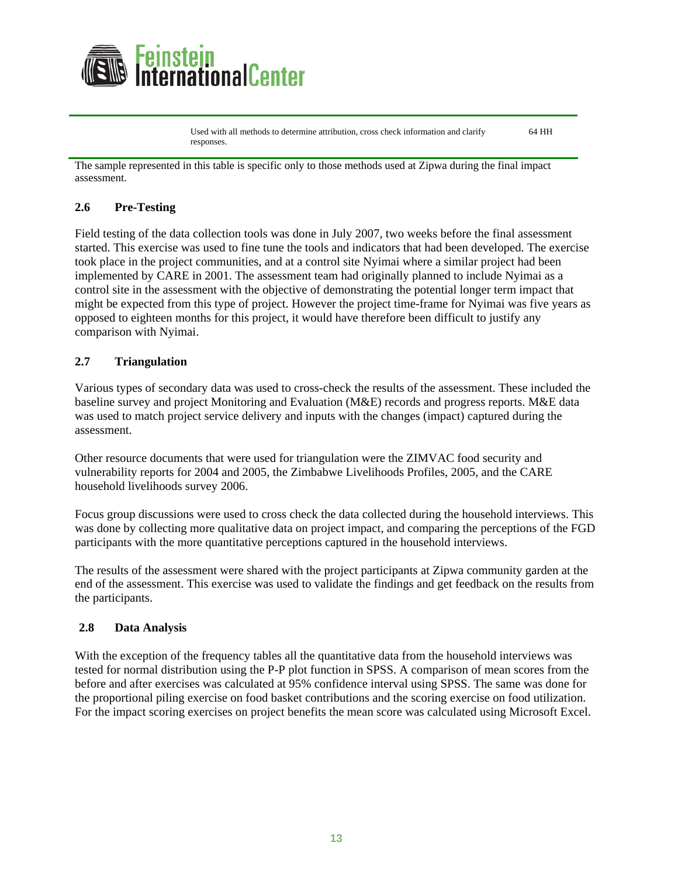| | | |
|---|---|---|
| | Used with all methods to determine attribution, cross check information and clarify responses. | 64 HH |

The sample represented in this table is specific only to those methods used at Zipwa during the final impact assessment.

### 2.6 Pre-Testing

Field testing of the data collection tools was done in July 2007, two weeks before the final assessment started. This exercise was used to fine tune the tools and indicators that had been developed. The exercise took place in the project communities, and at a control site Nyimai where a similar project had been implemented by CARE in 2001. The assessment team had originally planned to include Nyimai as a control site in the assessment with the objective of demonstrating the potential longer term impact that might be expected from this type of project. However the project time-frame for Nyimai was five years as opposed to eighteen months for this project, it would have therefore been difficult to justify any comparison with Nyimai.

### 2.7 Triangulation

Various types of secondary data was used to cross-check the results of the assessment. These included the baseline survey and project Monitoring and Evaluation (M&E) records and progress reports. M&E data was used to match project service delivery and inputs with the changes (impact) captured during the assessment.

Other resource documents that were used for triangulation were the ZIMVAC food security and vulnerability reports for 2004 and 2005, the Zimbabwe Livelihoods Profiles, 2005, and the CARE household livelihoods survey 2006.

Focus group discussions were used to cross check the data collected during the household interviews. This was done by collecting more qualitative data on project impact, and comparing the perceptions of the FGD participants with the more quantitative perceptions captured in the household interviews.

The results of the assessment were shared with the project participants at Zipwa community garden at the end of the assessment. This exercise was used to validate the findings and get feedback on the results from the participants.

### 2.8 Data Analysis

With the exception of the frequency tables all the quantitative data from the household interviews was tested for normal distribution using the P-P plot function in SPSS. A comparison of mean scores from the before and after exercises was calculated at 95% confidence interval using SPSS. The same was done for the proportional piling exercise on food basket contributions and the scoring exercise on food utilization. For the impact scoring exercises on project benefits the mean score was calculated using Microsoft Excel.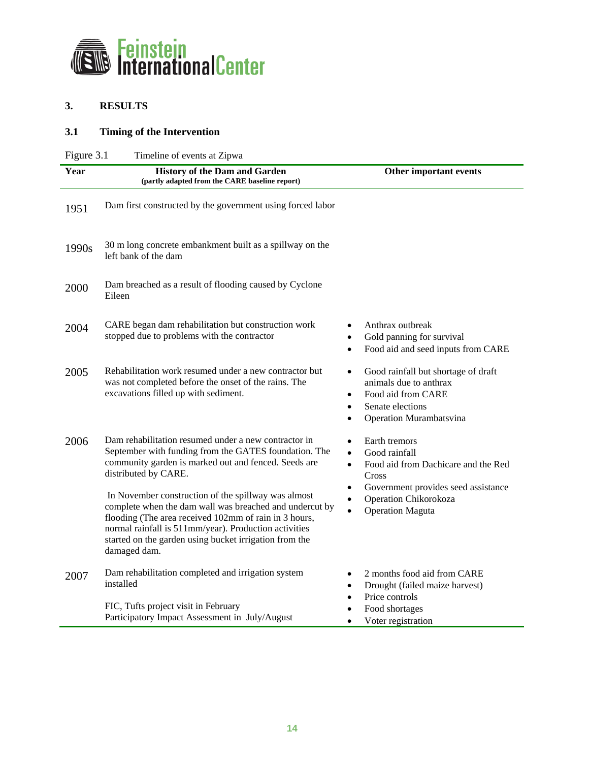## 3. RESULTS

### 3.1 Timing of the Intervention

Figure 3.1 Timeline of events at Zipwa

| Year | History of the Dam and Garden (partly adapted from the CARE baseline report) | Other important events |
|---|---|---|
| 1951 | Dam first constructed by the government using forced labor | |
| 1990s | 30 m long concrete embankment built as a spillway on the left bank of the dam | |
| 2000 | Dam breached as a result of flooding caused by Cyclone Eileen | |
| 2004 | CARE began dam rehabilitation but construction work stopped due to problems with the contractor | • Anthrax outbreak<br>• Gold panning for survival<br>• Food aid and seed inputs from CARE |
| 2005 | Rehabilitation work resumed under a new contractor but was not completed before the onset of the rains. The excavations filled up with sediment. | • Good rainfall but shortage of draft animals due to anthrax<br>• Food aid from CARE<br>• Senate elections<br>• Operation Murambatsvina |
| 2006 | Dam rehabilitation resumed under a new contractor in September with funding from the GATES foundation. The community garden is marked out and fenced. Seeds are distributed by CARE.<br><br>In November construction of the spillway was almost complete when the dam wall was breached and undercut by flooding (The area received 102mm of rain in 3 hours, normal rainfall is 511mm/year). Production activities started on the garden using bucket irrigation from the damaged dam. | • Earth tremors<br>• Good rainfall<br>• Food aid from Dachicare and the Red Cross<br>• Government provides seed assistance<br>• Operation Chikorokoza<br>• Operation Maguta |
| 2007 | Dam rehabilitation completed and irrigation system installed<br><br>FIC, Tufts project visit in February<br>Participatory Impact Assessment in July/August | • 2 months food aid from CARE<br>• Drought (failed maize harvest)<br>• Price controls<br>• Food shortages<br>• Voter registration |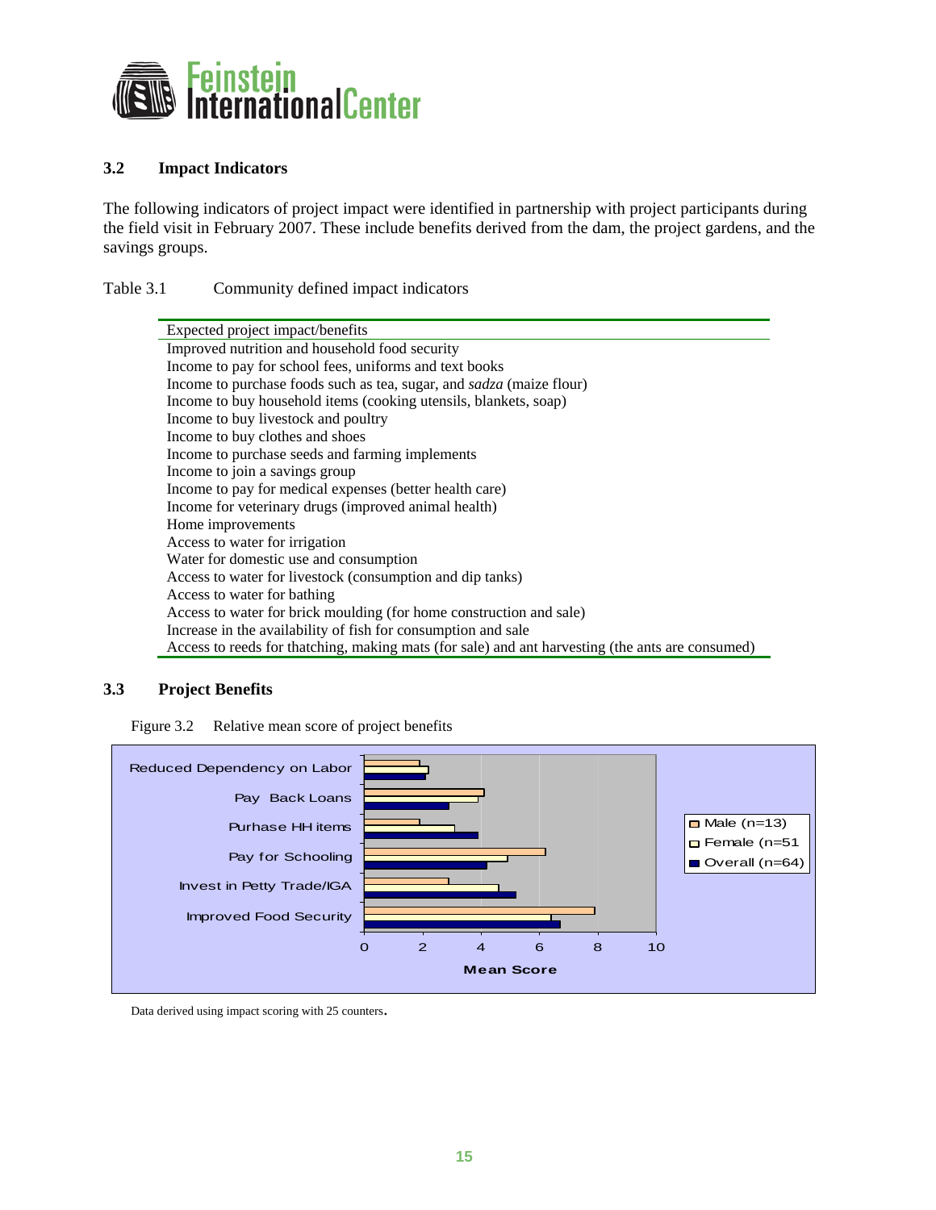### 3.2 Impact Indicators

The following indicators of project impact were identified in partnership with project participants during the field visit in February 2007. These include benefits derived from the dam, the project gardens, and the savings groups.

Table 3.1 Community defined impact indicators

| Expected project impact/benefits |
|---|
| Improved nutrition and household food security |
| Income to pay for school fees, uniforms and text books |
| Income to purchase foods such as tea, sugar, and *sadza* (maize flour) |
| Income to buy household items (cooking utensils, blankets, soap) |
| Income to buy livestock and poultry |
| Income to buy clothes and shoes |
| Income to purchase seeds and farming implements |
| Income to join a savings group |
| Income to pay for medical expenses (better health care) |
| Income for veterinary drugs (improved animal health) |
| Home improvements |
| Access to water for irrigation |
| Water for domestic use and consumption |
| Access to water for livestock (consumption and dip tanks) |
| Access to water for bathing |
| Access to water for brick moulding (for home construction and sale) |
| Increase in the availability of fish for consumption and sale |
| Access to reeds for thatching, making mats (for sale) and ant harvesting (the ants are consumed) |

### 3.3 Project Benefits

Figure 3.2 Relative mean score of project benefits

Data derived using impact scoring with 25 counters.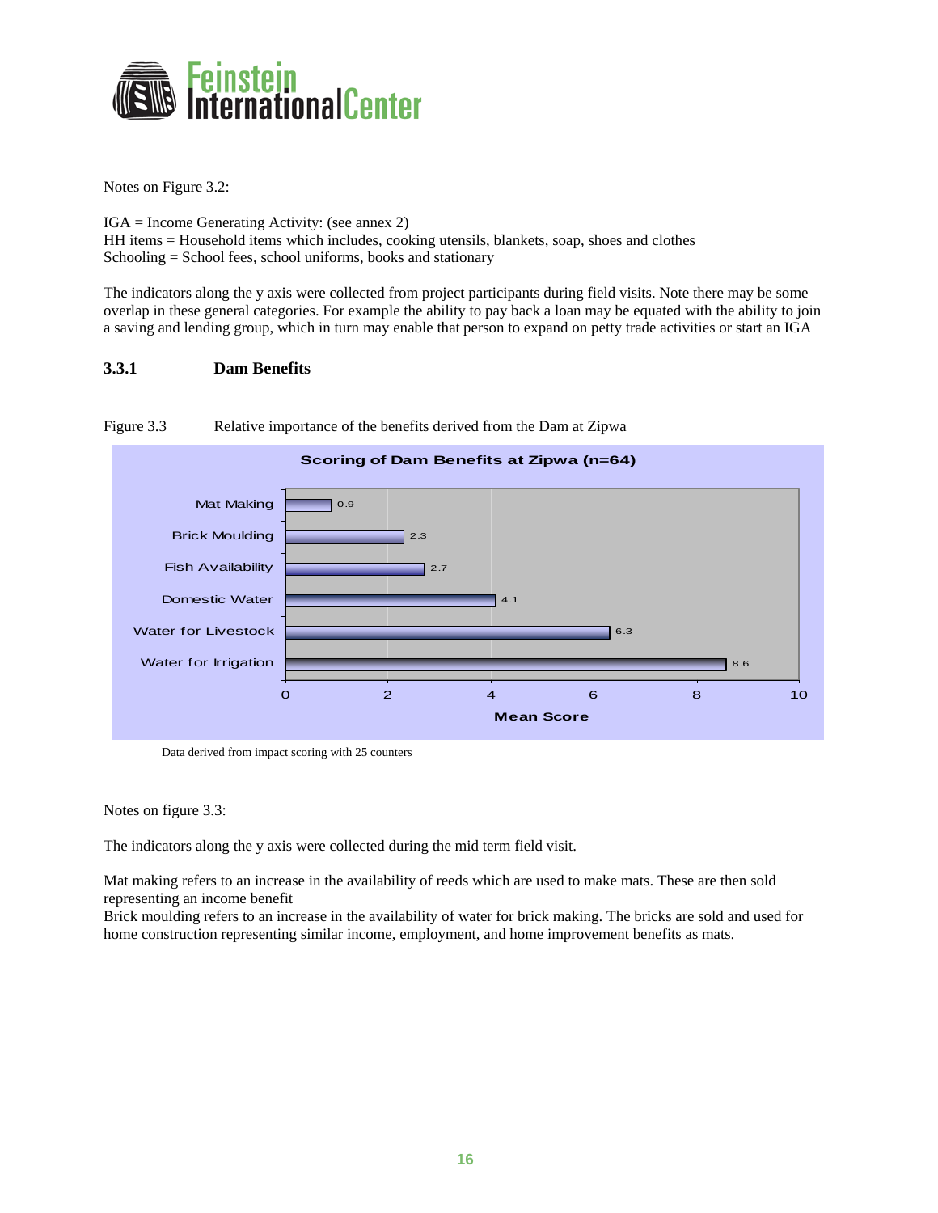Notes on Figure 3.2:

IGA = Income Generating Activity: (see annex 2)
HH items = Household items which includes, cooking utensils, blankets, soap, shoes and clothes
Schooling = School fees, school uniforms, books and stationary

The indicators along the y axis were collected from project participants during field visits. Note there may be some overlap in these general categories. For example the ability to pay back a loan may be equated with the ability to join a saving and lending group, which in turn may enable that person to expand on petty trade activities or start an IGA

### 3.3.1 Dam Benefits

Figure 3.3 Relative importance of the benefits derived from the Dam at Zipwa

**Scoring of Dam Benefits at Zipwa (n=64)**

| Benefit | Mean Score |
|---|---|
| Mat Making | 0.9 |
| Brick Moulding | 2.3 |
| Fish Availability | 2.7 |
| Domestic Water | 4.1 |
| Water for Livestock | 6.3 |
| Water for Irrigation | 8.6 |

Data derived from impact scoring with 25 counters

Notes on figure 3.3:

The indicators along the y axis were collected during the mid term field visit.

Mat making refers to an increase in the availability of reeds which are used to make mats. These are then sold representing an income benefit
Brick moulding refers to an increase in the availability of water for brick making. The bricks are sold and used for home construction representing similar income, employment, and home improvement benefits as mats.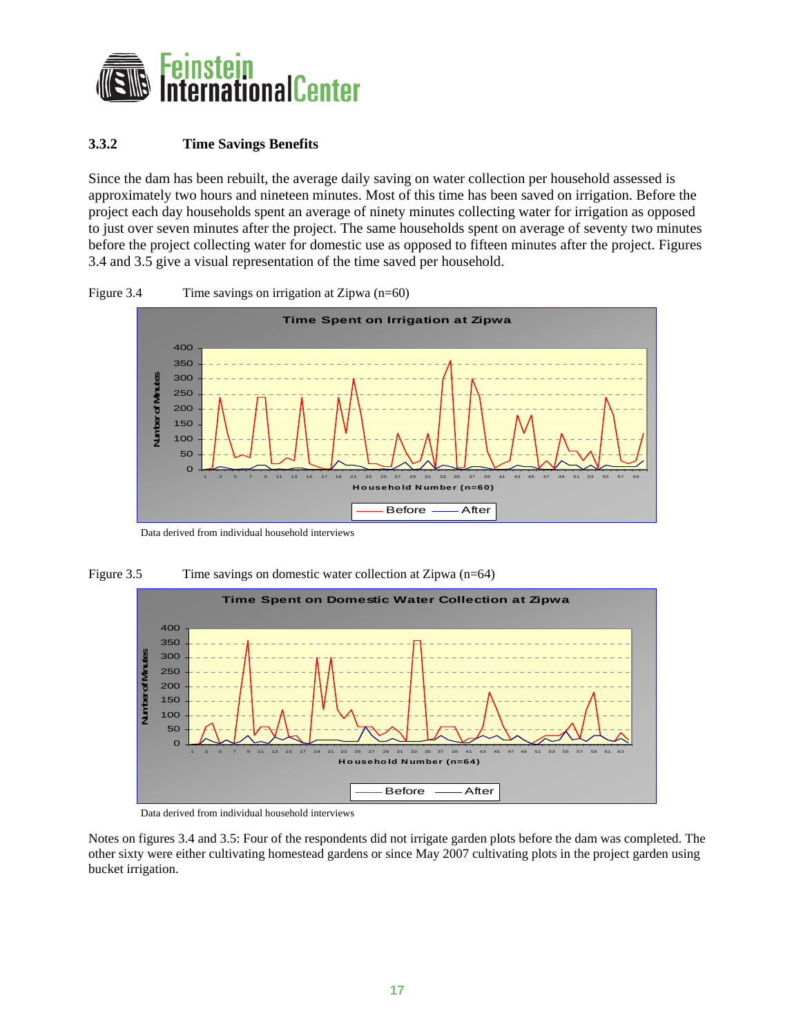### 3.3.2 Time Savings Benefits

Since the dam has been rebuilt, the average daily saving on water collection per household assessed is approximately two hours and nineteen minutes. Most of this time has been saved on irrigation. Before the project each day households spent an average of ninety minutes collecting water for irrigation as opposed to just over seven minutes after the project. The same households spent on average of seventy two minutes before the project collecting water for domestic use as opposed to fifteen minutes after the project. Figures 3.4 and 3.5 give a visual representation of the time saved per household.

Figure 3.4 Time savings on irrigation at Zipwa (n=60)

Data derived from individual household interviews

Figure 3.5 Time savings on domestic water collection at Zipwa (n=64)

Data derived from individual household interviews

Notes on figures 3.4 and 3.5: Four of the respondents did not irrigate garden plots before the dam was completed. The other sixty were either cultivating homestead gardens or since May 2007 cultivating plots in the project garden using bucket irrigation.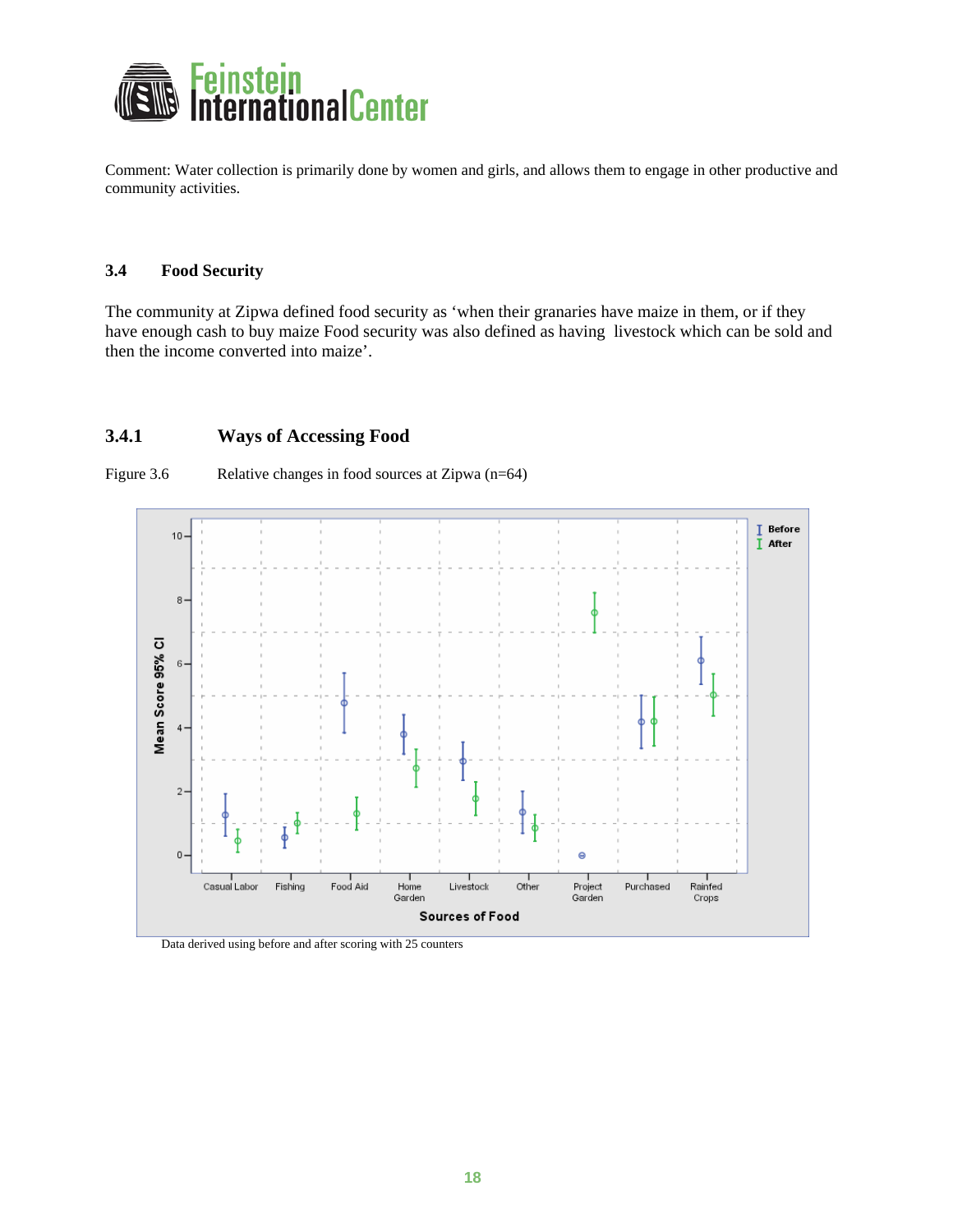Comment: Water collection is primarily done by women and girls, and allows them to engage in other productive and community activities.

### 3.4 Food Security

The community at Zipwa defined food security as 'when their granaries have maize in them, or if they have enough cash to buy maize Food security was also defined as having  livestock which can be sold and then the income converted into maize'.

#### 3.4.1 Ways of Accessing Food

Figure 3.6 Relative changes in food sources at Zipwa (n=64)

Data derived using before and after scoring with 25 counters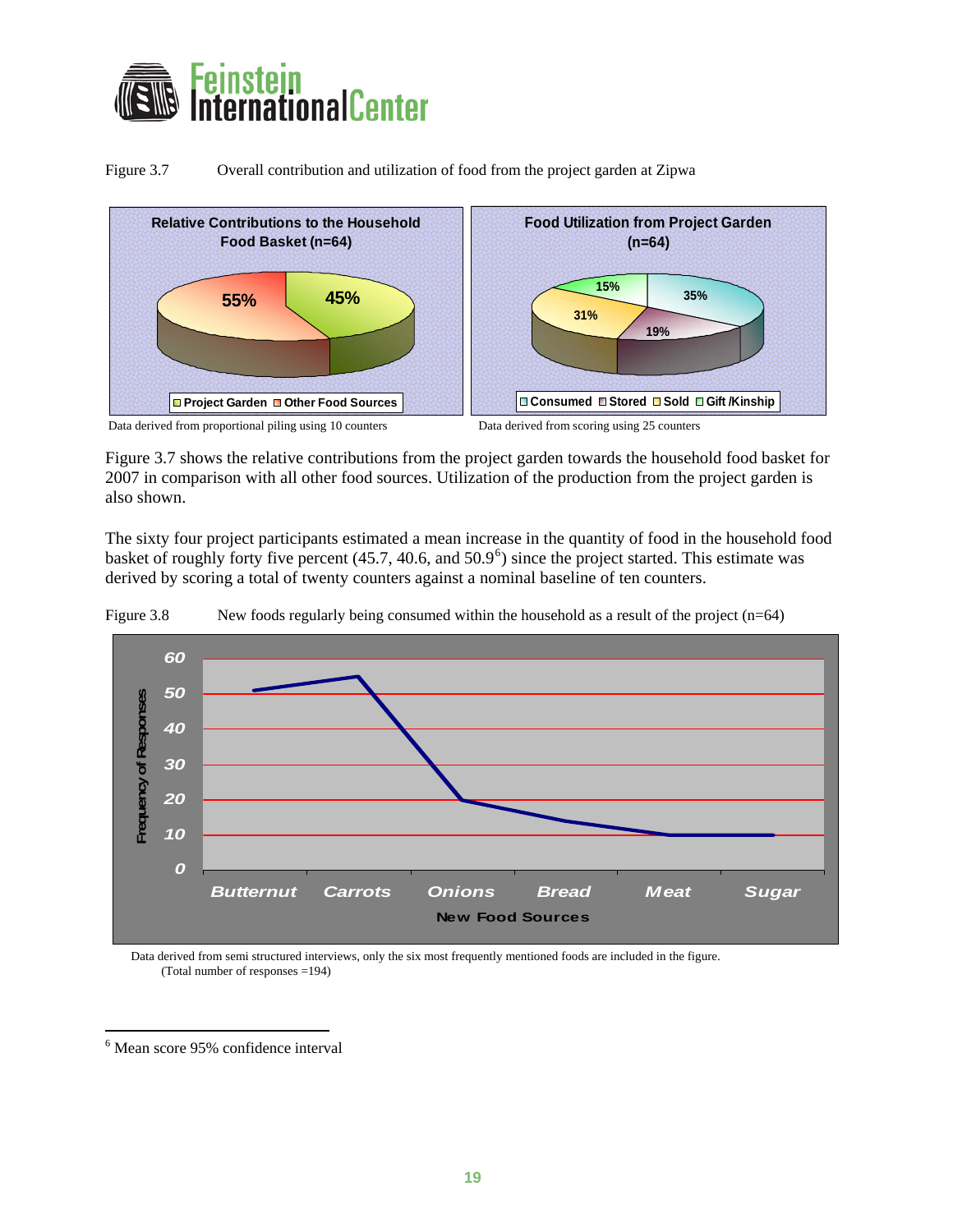Figure 3.7 Overall contribution and utilization of food from the project garden at Zipwa

Data derived from proportional piling using 10 counters

Data derived from scoring using 25 counters

Figure 3.7 shows the relative contributions from the project garden towards the household food basket for 2007 in comparison with all other food sources. Utilization of the production from the project garden is also shown.

The sixty four project participants estimated a mean increase in the quantity of food in the household food basket of roughly forty five percent (45.7, 40.6, and 50.9[6]) since the project started. This estimate was derived by scoring a total of twenty counters against a nominal baseline of ten counters.

Figure 3.8 New foods regularly being consumed within the household as a result of the project (n=64)

Data derived from semi structured interviews, only the six most frequently mentioned foods are included in the figure. (Total number of responses =194)

---

[6] Mean score 95% confidence interval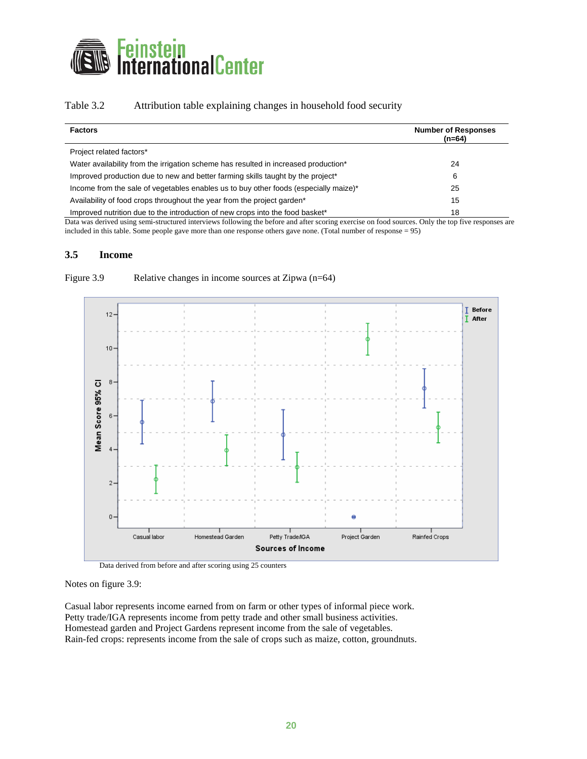Table 3.2 Attribution table explaining changes in household food security

| Factors | Number of Responses (n=64) |
|---|---|
| Project related factors* | |
| Water availability from the irrigation scheme has resulted in increased production* | 24 |
| Improved production due to new and better farming skills taught by the project* | 6 |
| Income from the sale of vegetables enables us to buy other foods (especially maize)* | 25 |
| Availability of food crops throughout the year from the project garden* | 15 |
| Improved nutrition due to the introduction of new crops into the food basket* | 18 |

Data was derived using semi-structured interviews following the before and after scoring exercise on food sources. Only the top five responses are included in this table. Some people gave more than one response others gave none. (Total number of response = 95)

## 3.5 Income

Figure 3.9 Relative changes in income sources at Zipwa (n=64)

Data derived from before and after scoring using 25 counters

Notes on figure 3.9:

Casual labor represents income earned from on farm or other types of informal piece work.
Petty trade/IGA represents income from petty trade and other small business activities.
Homestead garden and Project Gardens represent income from the sale of vegetables.
Rain-fed crops: represents income from the sale of crops such as maize, cotton, groundnuts.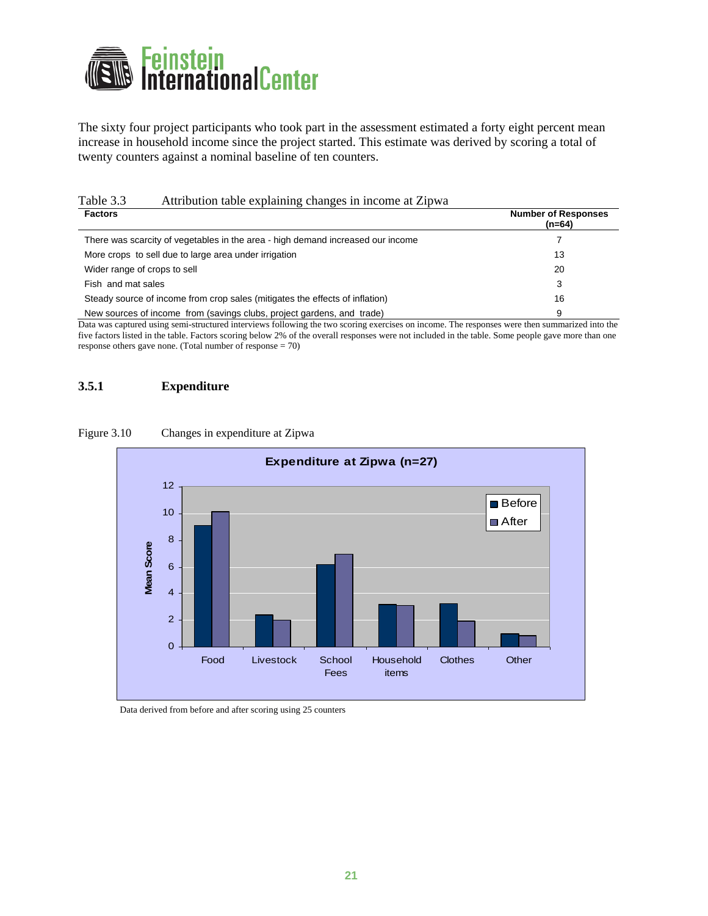The sixty four project participants who took part in the assessment estimated a forty eight percent mean increase in household income since the project started. This estimate was derived by scoring a total of twenty counters against a nominal baseline of ten counters.

Table 3.3 Attribution table explaining changes in income at Zipwa

| Factors | Number of Responses (n=64) |
|---|---|
| There was scarcity of vegetables in the area - high demand increased our income | 7 |
| More crops to sell due to large area under irrigation | 13 |
| Wider range of crops to sell | 20 |
| Fish and mat sales | 3 |
| Steady source of income from crop sales (mitigates the effects of inflation) | 16 |
| New sources of income from (savings clubs, project gardens, and trade) | 9 |

Data was captured using semi-structured interviews following the two scoring exercises on income. The responses were then summarized into the five factors listed in the table. Factors scoring below 2% of the overall responses were not included in the table. Some people gave more than one response others gave none. (Total number of response = 70)

### 3.5.1 Expenditure

Figure 3.10 Changes in expenditure at Zipwa

**Expenditure at Zipwa (n=27)**

Data derived from before and after scoring using 25 counters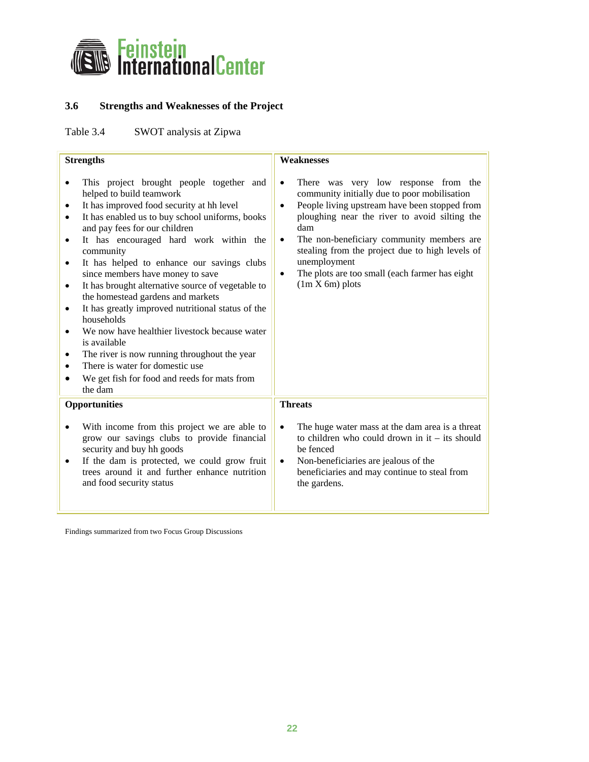### 3.6 Strengths and Weaknesses of the Project

Table 3.4 SWOT analysis at Zipwa

| Strengths | Weaknesses |
|---|---|
| • This project brought people together and helped to build teamwork<br>• It has improved food security at hh level<br>• It has enabled us to buy school uniforms, books and pay fees for our children<br>• It has encouraged hard work within the community<br>• It has helped to enhance our savings clubs since members have money to save<br>• It has brought alternative source of vegetable to the homestead gardens and markets<br>• It has greatly improved nutritional status of the households<br>• We now have healthier livestock because water is available<br>• The river is now running throughout the year<br>• There is water for domestic use<br>• We get fish for food and reeds for mats from the dam | • There was very low response from the community initially due to poor mobilisation<br>• People living upstream have been stopped from ploughing near the river to avoid silting the dam<br>• The non-beneficiary community members are stealing from the project due to high levels of unemployment<br>• The plots are too small (each farmer has eight (1m X 6m) plots |
| **Opportunities** | **Threats** |
| • With income from this project we are able to grow our savings clubs to provide financial security and buy hh goods<br>• If the dam is protected, we could grow fruit trees around it and further enhance nutrition and food security status | • The huge water mass at the dam area is a threat to children who could drown in it – its should be fenced<br>• Non-beneficiaries are jealous of the beneficiaries and may continue to steal from the gardens. |

Findings summarized from two Focus Group Discussions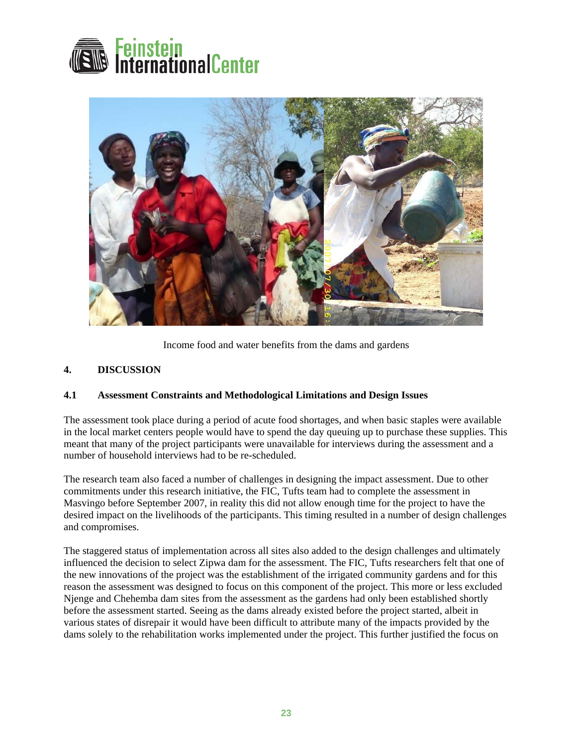Income food and water benefits from the dams and gardens

## 4. DISCUSSION

### 4.1 Assessment Constraints and Methodological Limitations and Design Issues

The assessment took place during a period of acute food shortages, and when basic staples were available in the local market centers people would have to spend the day queuing up to purchase these supplies. This meant that many of the project participants were unavailable for interviews during the assessment and a number of household interviews had to be re-scheduled.

The research team also faced a number of challenges in designing the impact assessment. Due to other commitments under this research initiative, the FIC, Tufts team had to complete the assessment in Masvingo before September 2007, in reality this did not allow enough time for the project to have the desired impact on the livelihoods of the participants. This timing resulted in a number of design challenges and compromises.

The staggered status of implementation across all sites also added to the design challenges and ultimately influenced the decision to select Zipwa dam for the assessment. The FIC, Tufts researchers felt that one of the new innovations of the project was the establishment of the irrigated community gardens and for this reason the assessment was designed to focus on this component of the project. This more or less excluded Njenge and Chehemba dam sites from the assessment as the gardens had only been established shortly before the assessment started. Seeing as the dams already existed before the project started, albeit in various states of disrepair it would have been difficult to attribute many of the impacts provided by the dams solely to the rehabilitation works implemented under the project. This further justified the focus on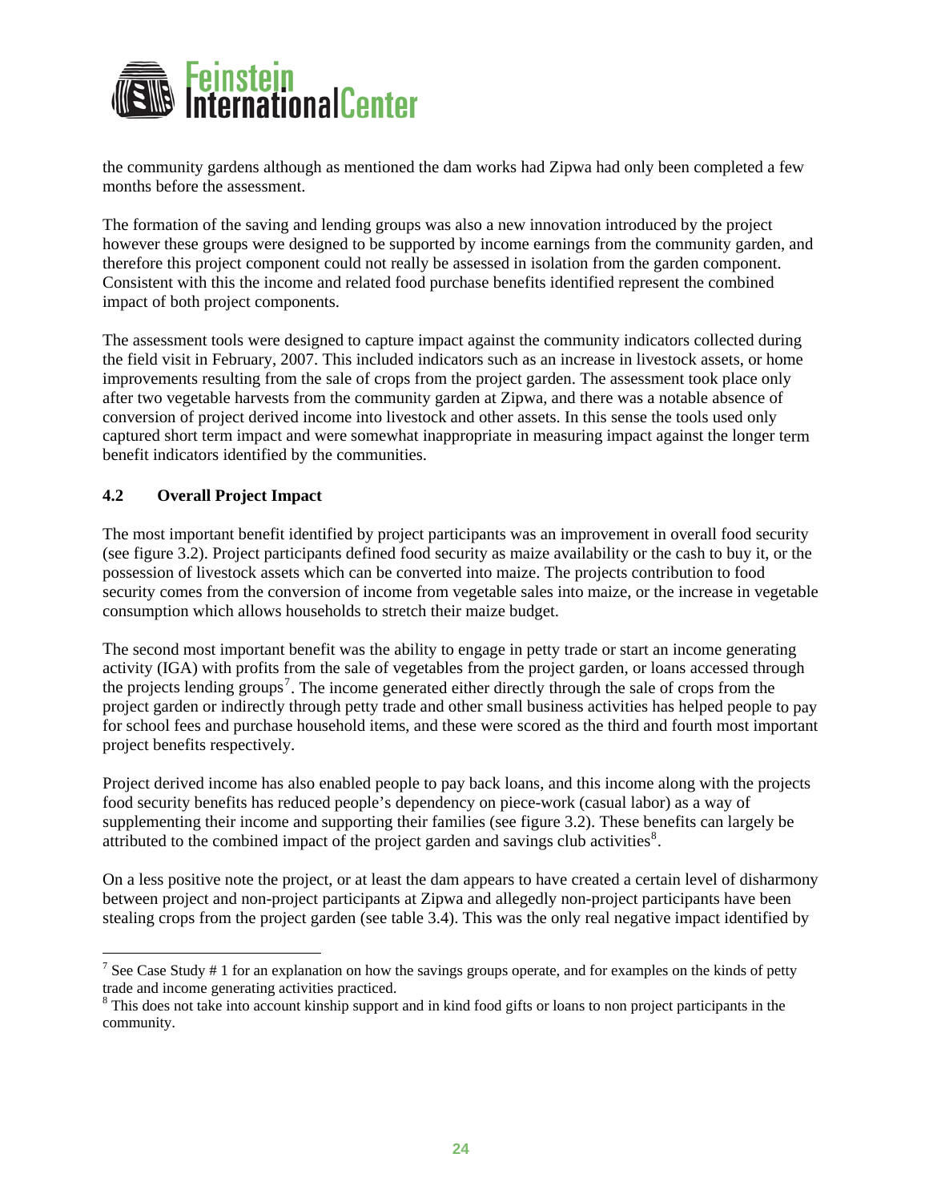the community gardens although as mentioned the dam works had Zipwa had only been completed a few months before the assessment.

The formation of the saving and lending groups was also a new innovation introduced by the project however these groups were designed to be supported by income earnings from the community garden, and therefore this project component could not really be assessed in isolation from the garden component. Consistent with this the income and related food purchase benefits identified represent the combined impact of both project components.

The assessment tools were designed to capture impact against the community indicators collected during the field visit in February, 2007. This included indicators such as an increase in livestock assets, or home improvements resulting from the sale of crops from the project garden. The assessment took place only after two vegetable harvests from the community garden at Zipwa, and there was a notable absence of conversion of project derived income into livestock and other assets. In this sense the tools used only captured short term impact and were somewhat inappropriate in measuring impact against the longer term benefit indicators identified by the communities.

## 4.2 Overall Project Impact

The most important benefit identified by project participants was an improvement in overall food security (see figure 3.2). Project participants defined food security as maize availability or the cash to buy it, or the possession of livestock assets which can be converted into maize. The projects contribution to food security comes from the conversion of income from vegetable sales into maize, or the increase in vegetable consumption which allows households to stretch their maize budget.

The second most important benefit was the ability to engage in petty trade or start an income generating activity (IGA) with profits from the sale of vegetables from the project garden, or loans accessed through the projects lending groups[7]. The income generated either directly through the sale of crops from the project garden or indirectly through petty trade and other small business activities has helped people to pay for school fees and purchase household items, and these were scored as the third and fourth most important project benefits respectively.

Project derived income has also enabled people to pay back loans, and this income along with the projects food security benefits has reduced people's dependency on piece-work (casual labor) as a way of supplementing their income and supporting their families (see figure 3.2). These benefits can largely be attributed to the combined impact of the project garden and savings club activities[8].

On a less positive note the project, or at least the dam appears to have created a certain level of disharmony between project and non-project participants at Zipwa and allegedly non-project participants have been stealing crops from the project garden (see table 3.4). This was the only real negative impact identified by

[7] See Case Study # 1 for an explanation on how the savings groups operate, and for examples on the kinds of petty trade and income generating activities practiced.

[8] This does not take into account kinship support and in kind food gifts or loans to non project participants in the community.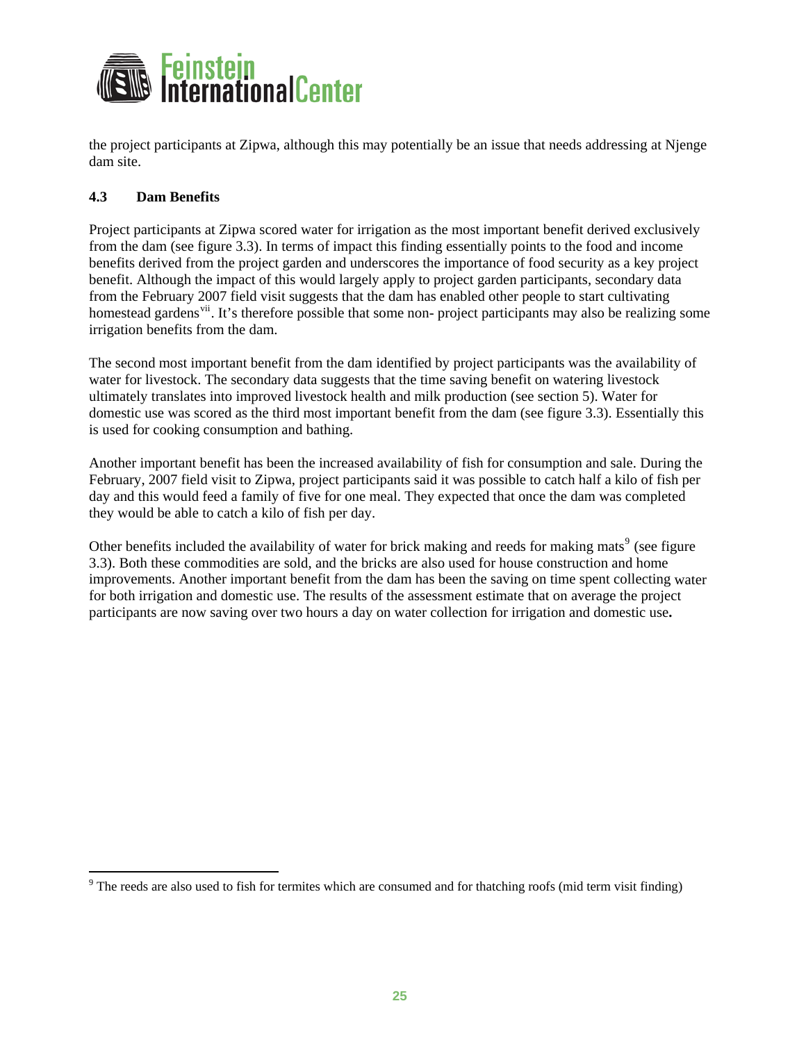the project participants at Zipwa, although this may potentially be an issue that needs addressing at Njenge dam site.

### 4.3 Dam Benefits

Project participants at Zipwa scored water for irrigation as the most important benefit derived exclusively from the dam (see figure 3.3). In terms of impact this finding essentially points to the food and income benefits derived from the project garden and underscores the importance of food security as a key project benefit. Although the impact of this would largely apply to project garden participants, secondary data from the February 2007 field visit suggests that the dam has enabled other people to start cultivating homestead gardens[vii]. It's therefore possible that some non- project participants may also be realizing some irrigation benefits from the dam.

The second most important benefit from the dam identified by project participants was the availability of water for livestock. The secondary data suggests that the time saving benefit on watering livestock ultimately translates into improved livestock health and milk production (see section 5). Water for domestic use was scored as the third most important benefit from the dam (see figure 3.3). Essentially this is used for cooking consumption and bathing.

Another important benefit has been the increased availability of fish for consumption and sale. During the February, 2007 field visit to Zipwa, project participants said it was possible to catch half a kilo of fish per day and this would feed a family of five for one meal. They expected that once the dam was completed they would be able to catch a kilo of fish per day.

Other benefits included the availability of water for brick making and reeds for making mats[9] (see figure 3.3). Both these commodities are sold, and the bricks are also used for house construction and home improvements. Another important benefit from the dam has been the saving on time spent collecting water for both irrigation and domestic use. The results of the assessment estimate that on average the project participants are now saving over two hours a day on water collection for irrigation and domestic use**.**

[9] The reeds are also used to fish for termites which are consumed and for thatching roofs (mid term visit finding)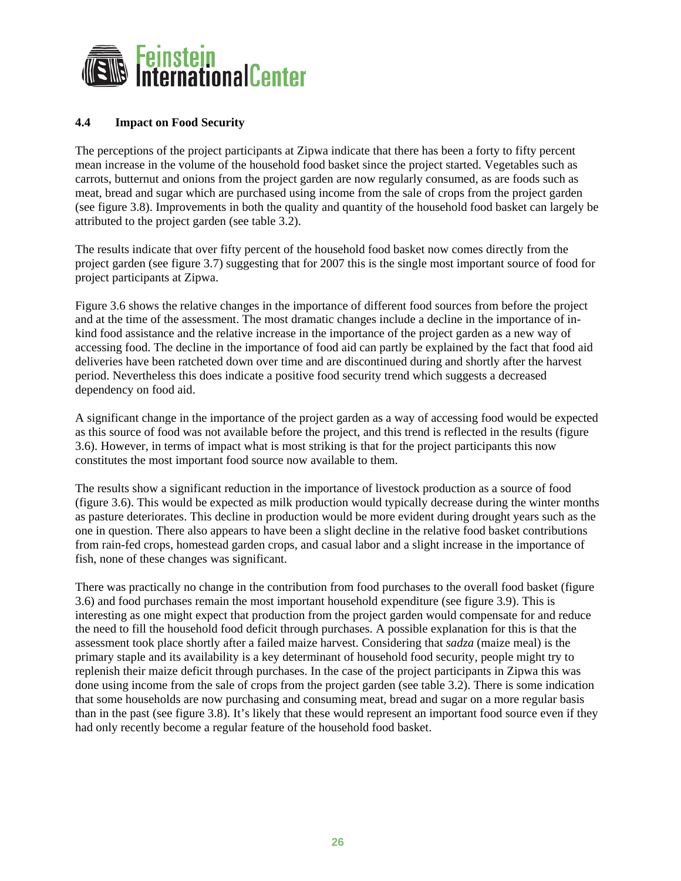### 4.4 Impact on Food Security

The perceptions of the project participants at Zipwa indicate that there has been a forty to fifty percent mean increase in the volume of the household food basket since the project started. Vegetables such as carrots, butternut and onions from the project garden are now regularly consumed, as are foods such as meat, bread and sugar which are purchased using income from the sale of crops from the project garden (see figure 3.8). Improvements in both the quality and quantity of the household food basket can largely be attributed to the project garden (see table 3.2).

The results indicate that over fifty percent of the household food basket now comes directly from the project garden (see figure 3.7) suggesting that for 2007 this is the single most important source of food for project participants at Zipwa.

Figure 3.6 shows the relative changes in the importance of different food sources from before the project and at the time of the assessment. The most dramatic changes include a decline in the importance of in-kind food assistance and the relative increase in the importance of the project garden as a new way of accessing food. The decline in the importance of food aid can partly be explained by the fact that food aid deliveries have been ratcheted down over time and are discontinued during and shortly after the harvest period. Nevertheless this does indicate a positive food security trend which suggests a decreased dependency on food aid.

A significant change in the importance of the project garden as a way of accessing food would be expected as this source of food was not available before the project, and this trend is reflected in the results (figure 3.6). However, in terms of impact what is most striking is that for the project participants this now constitutes the most important food source now available to them.

The results show a significant reduction in the importance of livestock production as a source of food (figure 3.6). This would be expected as milk production would typically decrease during the winter months as pasture deteriorates. This decline in production would be more evident during drought years such as the one in question. There also appears to have been a slight decline in the relative food basket contributions from rain-fed crops, homestead garden crops, and casual labor and a slight increase in the importance of fish, none of these changes was significant.

There was practically no change in the contribution from food purchases to the overall food basket (figure 3.6) and food purchases remain the most important household expenditure (see figure 3.9). This is interesting as one might expect that production from the project garden would compensate for and reduce the need to fill the household food deficit through purchases. A possible explanation for this is that the assessment took place shortly after a failed maize harvest. Considering that *sadza* (maize meal) is the primary staple and its availability is a key determinant of household food security, people might try to replenish their maize deficit through purchases. In the case of the project participants in Zipwa this was done using income from the sale of crops from the project garden (see table 3.2). There is some indication that some households are now purchasing and consuming meat, bread and sugar on a more regular basis than in the past (see figure 3.8). It's likely that these would represent an important food source even if they had only recently become a regular feature of the household food basket.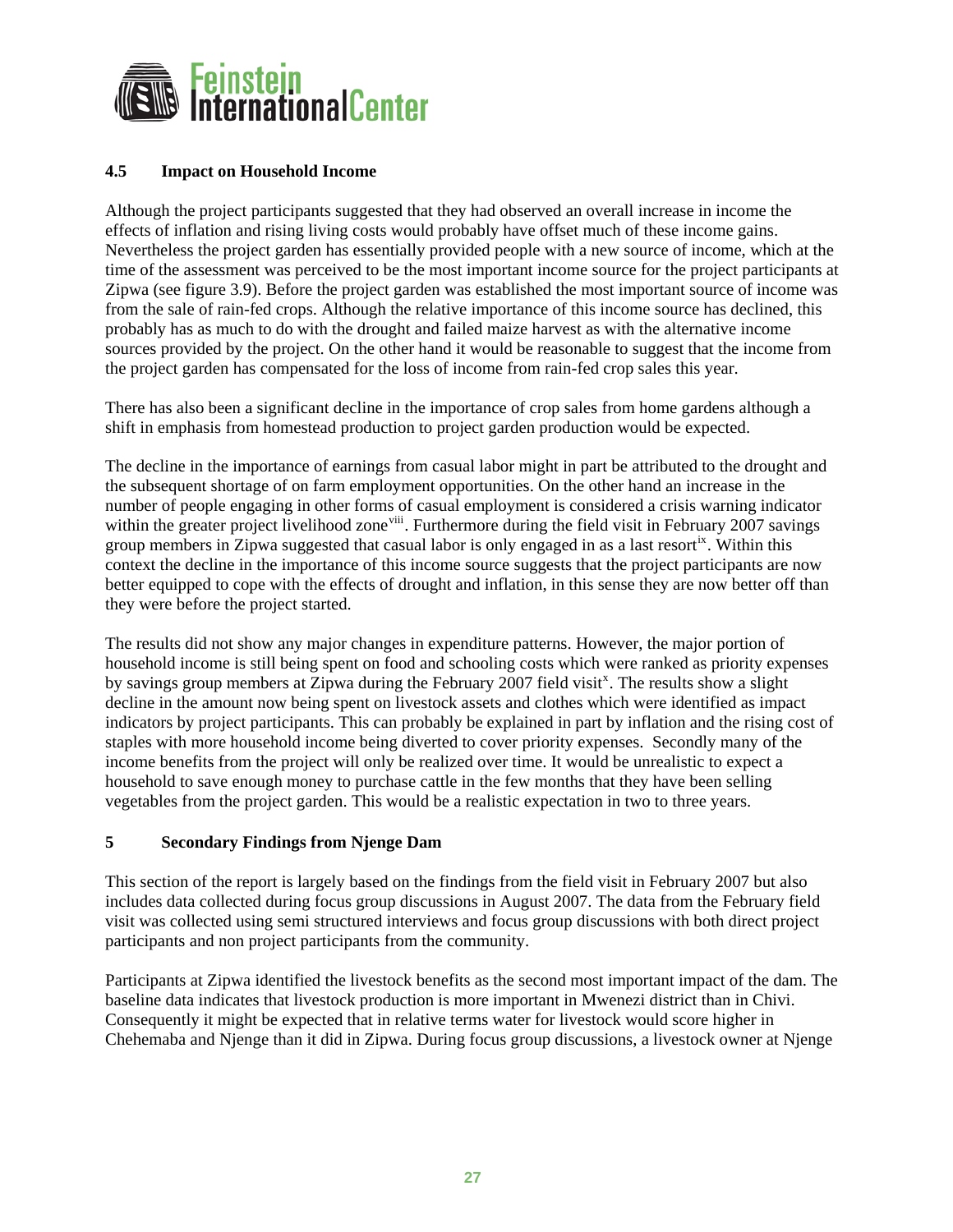## 4.5 Impact on Household Income

Although the project participants suggested that they had observed an overall increase in income the effects of inflation and rising living costs would probably have offset much of these income gains. Nevertheless the project garden has essentially provided people with a new source of income, which at the time of the assessment was perceived to be the most important income source for the project participants at Zipwa (see figure 3.9). Before the project garden was established the most important source of income was from the sale of rain-fed crops. Although the relative importance of this income source has declined, this probably has as much to do with the drought and failed maize harvest as with the alternative income sources provided by the project. On the other hand it would be reasonable to suggest that the income from the project garden has compensated for the loss of income from rain-fed crop sales this year.

There has also been a significant decline in the importance of crop sales from home gardens although a shift in emphasis from homestead production to project garden production would be expected.

The decline in the importance of earnings from casual labor might in part be attributed to the drought and the subsequent shortage of on farm employment opportunities. On the other hand an increase in the number of people engaging in other forms of casual employment is considered a crisis warning indicator within the greater project livelihood zone[viii]. Furthermore during the field visit in February 2007 savings group members in Zipwa suggested that casual labor is only engaged in as a last resort[ix]. Within this context the decline in the importance of this income source suggests that the project participants are now better equipped to cope with the effects of drought and inflation, in this sense they are now better off than they were before the project started.

The results did not show any major changes in expenditure patterns. However, the major portion of household income is still being spent on food and schooling costs which were ranked as priority expenses by savings group members at Zipwa during the February 2007 field visit[x]. The results show a slight decline in the amount now being spent on livestock assets and clothes which were identified as impact indicators by project participants. This can probably be explained in part by inflation and the rising cost of staples with more household income being diverted to cover priority expenses. Secondly many of the income benefits from the project will only be realized over time. It would be unrealistic to expect a household to save enough money to purchase cattle in the few months that they have been selling vegetables from the project garden. This would be a realistic expectation in two to three years.

# 5 Secondary Findings from Njenge Dam

This section of the report is largely based on the findings from the field visit in February 2007 but also includes data collected during focus group discussions in August 2007. The data from the February field visit was collected using semi structured interviews and focus group discussions with both direct project participants and non project participants from the community.

Participants at Zipwa identified the livestock benefits as the second most important impact of the dam. The baseline data indicates that livestock production is more important in Mwenezi district than in Chivi. Consequently it might be expected that in relative terms water for livestock would score higher in Chehemaba and Njenge than it did in Zipwa. During focus group discussions, a livestock owner at Njenge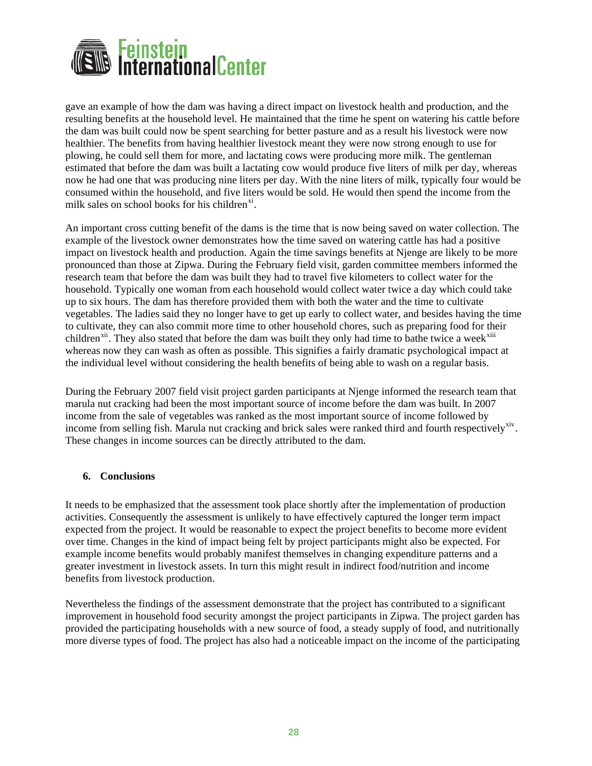gave an example of how the dam was having a direct impact on livestock health and production, and the resulting benefits at the household level. He maintained that the time he spent on watering his cattle before the dam was built could now be spent searching for better pasture and as a result his livestock were now healthier. The benefits from having healthier livestock meant they were now strong enough to use for plowing, he could sell them for more, and lactating cows were producing more milk. The gentleman estimated that before the dam was built a lactating cow would produce five liters of milk per day, whereas now he had one that was producing nine liters per day. With the nine liters of milk, typically four would be consumed within the household, and five liters would be sold. He would then spend the income from the milk sales on school books for his children[xi].

An important cross cutting benefit of the dams is the time that is now being saved on water collection. The example of the livestock owner demonstrates how the time saved on watering cattle has had a positive impact on livestock health and production. Again the time savings benefits at Njenge are likely to be more pronounced than those at Zipwa. During the February field visit, garden committee members informed the research team that before the dam was built they had to travel five kilometers to collect water for the household. Typically one woman from each household would collect water twice a day which could take up to six hours. The dam has therefore provided them with both the water and the time to cultivate vegetables. The ladies said they no longer have to get up early to collect water, and besides having the time to cultivate, they can also commit more time to other household chores, such as preparing food for their children[xii]. They also stated that before the dam was built they only had time to bathe twice a week[xiii] whereas now they can wash as often as possible. This signifies a fairly dramatic psychological impact at the individual level without considering the health benefits of being able to wash on a regular basis.

During the February 2007 field visit project garden participants at Njenge informed the research team that marula nut cracking had been the most important source of income before the dam was built. In 2007 income from the sale of vegetables was ranked as the most important source of income followed by income from selling fish. Marula nut cracking and brick sales were ranked third and fourth respectively[xiv]. These changes in income sources can be directly attributed to the dam.

## 6. Conclusions

It needs to be emphasized that the assessment took place shortly after the implementation of production activities. Consequently the assessment is unlikely to have effectively captured the longer term impact expected from the project. It would be reasonable to expect the project benefits to become more evident over time. Changes in the kind of impact being felt by project participants might also be expected. For example income benefits would probably manifest themselves in changing expenditure patterns and a greater investment in livestock assets. In turn this might result in indirect food/nutrition and income benefits from livestock production.

Nevertheless the findings of the assessment demonstrate that the project has contributed to a significant improvement in household food security amongst the project participants in Zipwa. The project garden has provided the participating households with a new source of food, a steady supply of food, and nutritionally more diverse types of food. The project has also had a noticeable impact on the income of the participating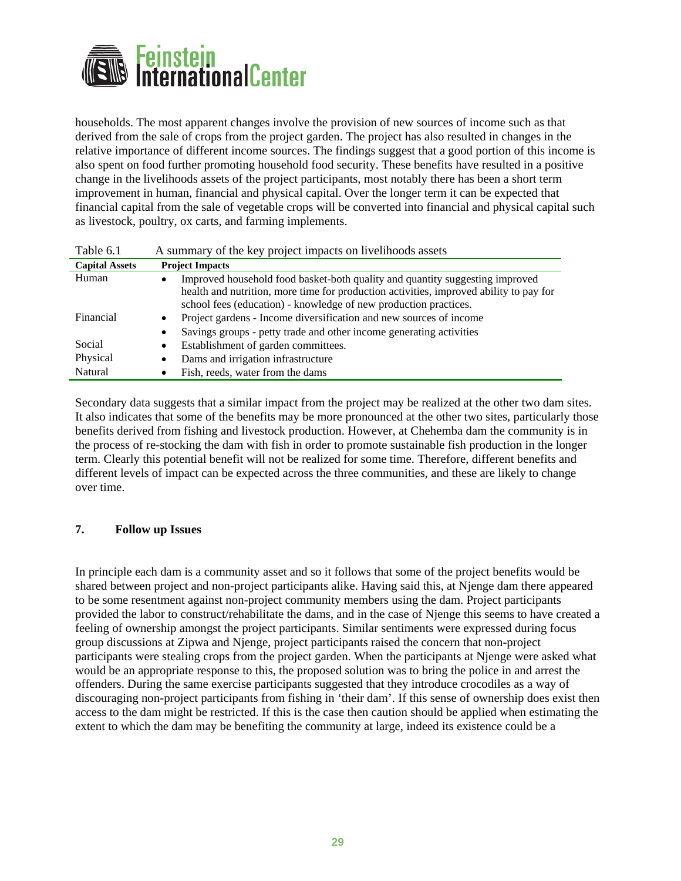households. The most apparent changes involve the provision of new sources of income such as that derived from the sale of crops from the project garden. The project has also resulted in changes in the relative importance of different income sources. The findings suggest that a good portion of this income is also spent on food further promoting household food security. These benefits have resulted in a positive change in the livelihoods assets of the project participants, most notably there has been a short term improvement in human, financial and physical capital. Over the longer term it can be expected that financial capital from the sale of vegetable crops will be converted into financial and physical capital such as livestock, poultry, ox carts, and farming implements.

Table 6.1 A summary of the key project impacts on livelihoods assets

| Capital Assets | Project Impacts |
|---|---|
| Human | • Improved household food basket-both quality and quantity suggesting improved health and nutrition, more time for production activities, improved ability to pay for school fees (education) - knowledge of new production practices. |
| Financial | • Project gardens - Income diversification and new sources of income<br>• Savings groups - petty trade and other income generating activities |
| Social | • Establishment of garden committees. |
| Physical | • Dams and irrigation infrastructure |
| Natural | • Fish, reeds, water from the dams |

Secondary data suggests that a similar impact from the project may be realized at the other two dam sites. It also indicates that some of the benefits may be more pronounced at the other two sites, particularly those benefits derived from fishing and livestock production. However, at Chehemba dam the community is in the process of re-stocking the dam with fish in order to promote sustainable fish production in the longer term. Clearly this potential benefit will not be realized for some time. Therefore, different benefits and different levels of impact can be expected across the three communities, and these are likely to change over time.

## 7. Follow up Issues

In principle each dam is a community asset and so it follows that some of the project benefits would be shared between project and non-project participants alike. Having said this, at Njenge dam there appeared to be some resentment against non-project community members using the dam. Project participants provided the labor to construct/rehabilitate the dams, and in the case of Njenge this seems to have created a feeling of ownership amongst the project participants. Similar sentiments were expressed during focus group discussions at Zipwa and Njenge, project participants raised the concern that non-project participants were stealing crops from the project garden. When the participants at Njenge were asked what would be an appropriate response to this, the proposed solution was to bring the police in and arrest the offenders. During the same exercise participants suggested that they introduce crocodiles as a way of discouraging non-project participants from fishing in 'their dam'. If this sense of ownership does exist then access to the dam might be restricted. If this is the case then caution should be applied when estimating the extent to which the dam may be benefiting the community at large, indeed its existence could be a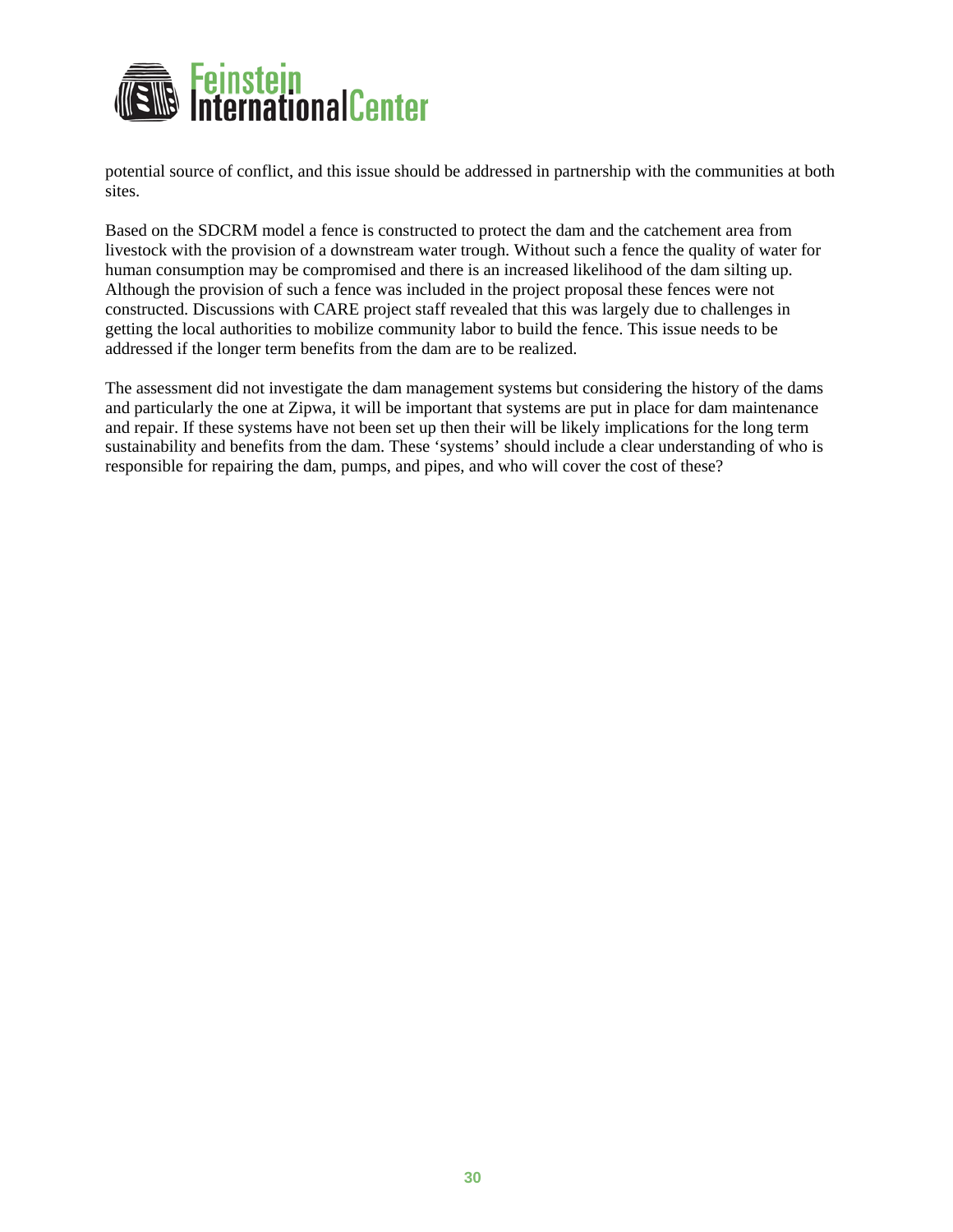potential source of conflict, and this issue should be addressed in partnership with the communities at both sites.

Based on the SDCRM model a fence is constructed to protect the dam and the catchement area from livestock with the provision of a downstream water trough. Without such a fence the quality of water for human consumption may be compromised and there is an increased likelihood of the dam silting up. Although the provision of such a fence was included in the project proposal these fences were not constructed. Discussions with CARE project staff revealed that this was largely due to challenges in getting the local authorities to mobilize community labor to build the fence. This issue needs to be addressed if the longer term benefits from the dam are to be realized.

The assessment did not investigate the dam management systems but considering the history of the dams and particularly the one at Zipwa, it will be important that systems are put in place for dam maintenance and repair. If these systems have not been set up then their will be likely implications for the long term sustainability and benefits from the dam. These 'systems' should include a clear understanding of who is responsible for repairing the dam, pumps, and pipes, and who will cover the cost of these?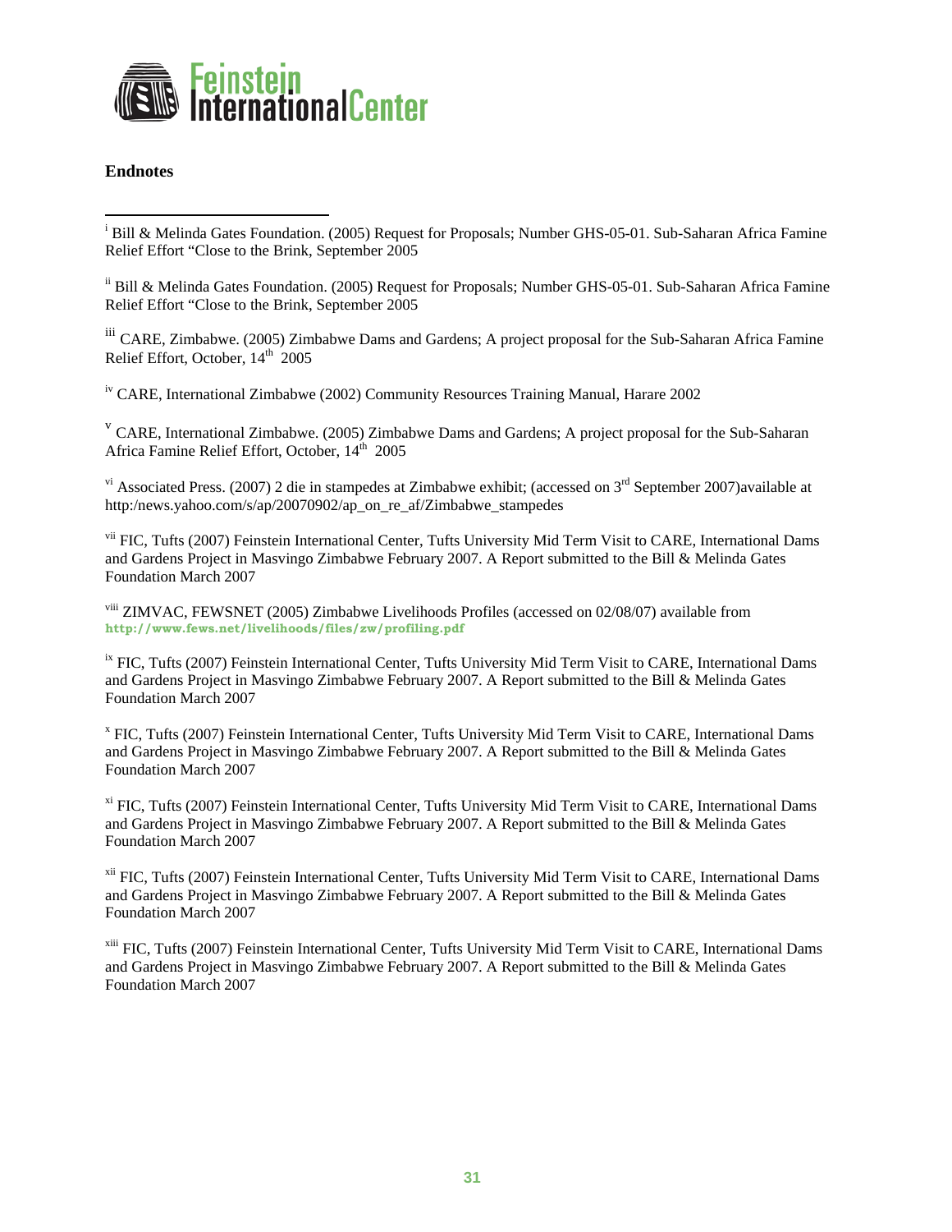## Endnotes

[i] Bill & Melinda Gates Foundation. (2005) Request for Proposals; Number GHS-05-01. Sub-Saharan Africa Famine Relief Effort "Close to the Brink, September 2005

[ii] Bill & Melinda Gates Foundation. (2005) Request for Proposals; Number GHS-05-01. Sub-Saharan Africa Famine Relief Effort "Close to the Brink, September 2005

[iii] CARE, Zimbabwe. (2005) Zimbabwe Dams and Gardens; A project proposal for the Sub-Saharan Africa Famine Relief Effort, October, 14th 2005

[iv] CARE, International Zimbabwe (2002) Community Resources Training Manual, Harare 2002

[v] CARE, International Zimbabwe. (2005) Zimbabwe Dams and Gardens; A project proposal for the Sub-Saharan Africa Famine Relief Effort, October, 14th 2005

[vi] Associated Press. (2007) 2 die in stampedes at Zimbabwe exhibit; (accessed on 3rd September 2007)available at http:/news.yahoo.com/s/ap/20070902/ap_on_re_af/Zimbabwe_stampedes

[vii] FIC, Tufts (2007) Feinstein International Center, Tufts University Mid Term Visit to CARE, International Dams and Gardens Project in Masvingo Zimbabwe February 2007. A Report submitted to the Bill & Melinda Gates Foundation March 2007

[viii] ZIMVAC, FEWSNET (2005) Zimbabwe Livelihoods Profiles (accessed on 02/08/07) available from **http://www.fews.net/livelihoods/files/zw/profiling.pdf**

[ix] FIC, Tufts (2007) Feinstein International Center, Tufts University Mid Term Visit to CARE, International Dams and Gardens Project in Masvingo Zimbabwe February 2007. A Report submitted to the Bill & Melinda Gates Foundation March 2007

[x] FIC, Tufts (2007) Feinstein International Center, Tufts University Mid Term Visit to CARE, International Dams and Gardens Project in Masvingo Zimbabwe February 2007. A Report submitted to the Bill & Melinda Gates Foundation March 2007

[xi] FIC, Tufts (2007) Feinstein International Center, Tufts University Mid Term Visit to CARE, International Dams and Gardens Project in Masvingo Zimbabwe February 2007. A Report submitted to the Bill & Melinda Gates Foundation March 2007

[xii] FIC, Tufts (2007) Feinstein International Center, Tufts University Mid Term Visit to CARE, International Dams and Gardens Project in Masvingo Zimbabwe February 2007. A Report submitted to the Bill & Melinda Gates Foundation March 2007

[xiii] FIC, Tufts (2007) Feinstein International Center, Tufts University Mid Term Visit to CARE, International Dams and Gardens Project in Masvingo Zimbabwe February 2007. A Report submitted to the Bill & Melinda Gates Foundation March 2007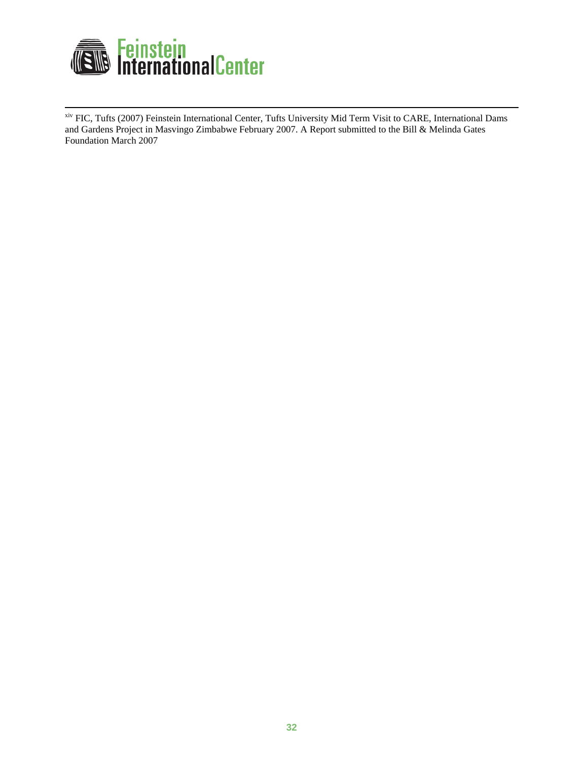[xiv] FIC, Tufts (2007) Feinstein International Center, Tufts University Mid Term Visit to CARE, International Dams and Gardens Project in Masvingo Zimbabwe February 2007. A Report submitted to the Bill & Melinda Gates Foundation March 2007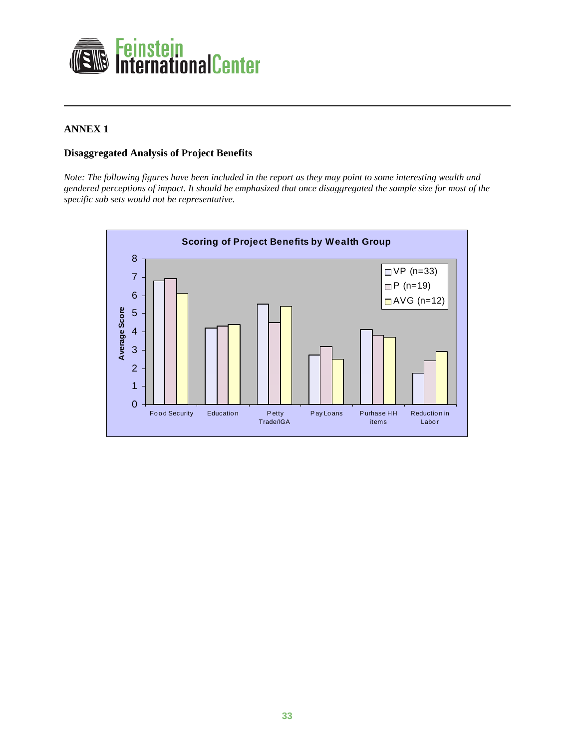## ANNEX 1

### Disaggregated Analysis of Project Benefits

*Note: The following figures have been included in the report as they may point to some interesting wealth and gendered perceptions of impact. It should be emphasized that once disaggregated the sample size for most of the specific sub sets would not be representative.*

**Scoring of Project Benefits by Wealth Group**

Average Score

VP (n=33)
P (n=19)
AVG (n=12)

Food Security | Education | Petty Trade/IGA | Pay Loans | Purhase HH items | Reduction in Labor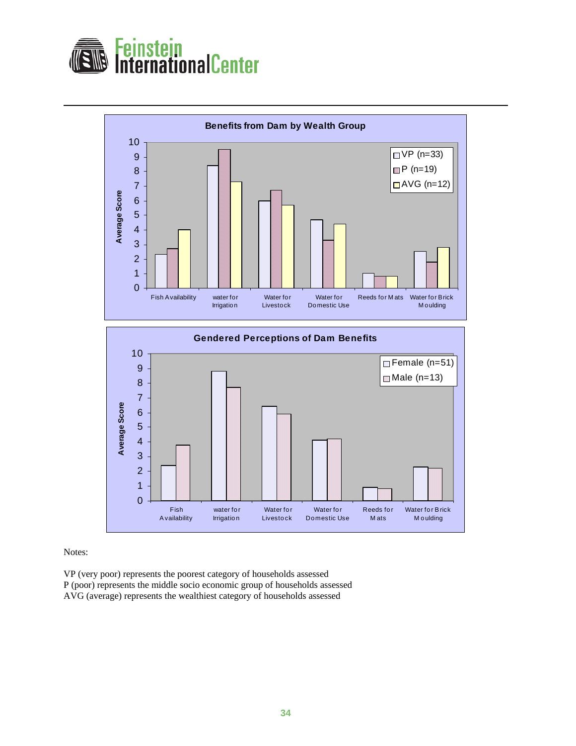**Benefits from Dam by Wealth Group**

| | VP (n=33) | P (n=19) | AVG (n=12) |
|---|---|---|---|
| Fish Availability | 2.3 | 2.7 | 4.0 |
| water for Irrigation | 8.4 | 9.5 | 7.3 |
| Water for Livestock | 6.0 | 6.7 | 5.7 |
| Water for Domestic Use | 4.7 | 3.3 | 4.4 |
| Reeds for Mats | 1.0 | 0.8 | 0.8 |
| Water for Brick Moulding | 2.5 | 1.8 | 2.8 |

*Y-axis: Average Score (0–10)*

**Gendered Perceptions of Dam Benefits**

| | Female (n=51) | Male (n=13) |
|---|---|---|
| Fish Availability | 2.4 | 3.8 |
| water for Irrigation | 8.8 | 7.7 |
| Water for Livestock | 6.4 | 5.9 |
| Water for Domestic Use | 4.1 | 4.2 |
| Reeds for Mats | 0.9 | 0.8 |
| Water for Brick Moulding | 2.3 | 2.2 |

*Y-axis: Average Score (0–10)*

Notes:

VP (very poor) represents the poorest category of households assessed
P (poor) represents the middle socio economic group of households assessed
AVG (average) represents the wealthiest category of households assessed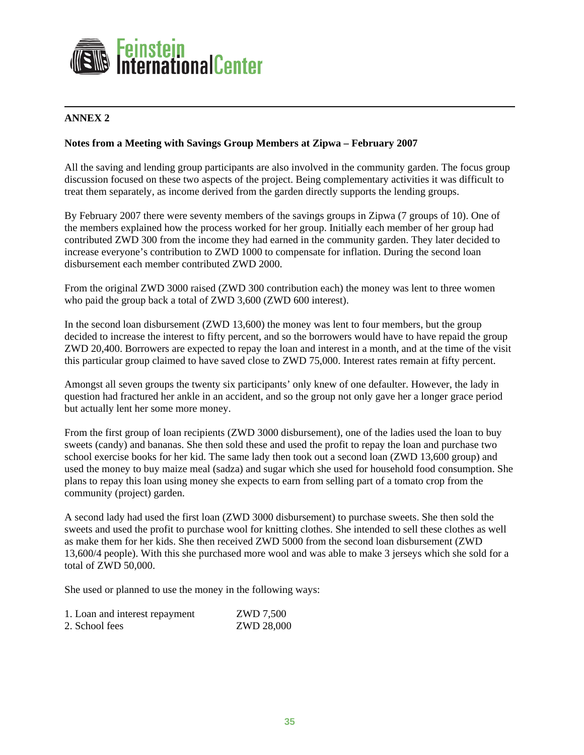## ANNEX 2

**Notes from a Meeting with Savings Group Members at Zipwa – February 2007**

All the saving and lending group participants are also involved in the community garden. The focus group discussion focused on these two aspects of the project. Being complementary activities it was difficult to treat them separately, as income derived from the garden directly supports the lending groups.

By February 2007 there were seventy members of the savings groups in Zipwa (7 groups of 10). One of the members explained how the process worked for her group. Initially each member of her group had contributed ZWD 300 from the income they had earned in the community garden. They later decided to increase everyone's contribution to ZWD 1000 to compensate for inflation. During the second loan disbursement each member contributed ZWD 2000.

From the original ZWD 3000 raised (ZWD 300 contribution each) the money was lent to three women who paid the group back a total of ZWD 3,600 (ZWD 600 interest).

In the second loan disbursement (ZWD 13,600) the money was lent to four members, but the group decided to increase the interest to fifty percent, and so the borrowers would have to have repaid the group ZWD 20,400. Borrowers are expected to repay the loan and interest in a month, and at the time of the visit this particular group claimed to have saved close to ZWD 75,000. Interest rates remain at fifty percent.

Amongst all seven groups the twenty six participants' only knew of one defaulter. However, the lady in question had fractured her ankle in an accident, and so the group not only gave her a longer grace period but actually lent her some more money.

From the first group of loan recipients (ZWD 3000 disbursement), one of the ladies used the loan to buy sweets (candy) and bananas. She then sold these and used the profit to repay the loan and purchase two school exercise books for her kid. The same lady then took out a second loan (ZWD 13,600 group) and used the money to buy maize meal (sadza) and sugar which she used for household food consumption. She plans to repay this loan using money she expects to earn from selling part of a tomato crop from the community (project) garden.

A second lady had used the first loan (ZWD 3000 disbursement) to purchase sweets. She then sold the sweets and used the profit to purchase wool for knitting clothes. She intended to sell these clothes as well as make them for her kids. She then received ZWD 5000 from the second loan disbursement (ZWD 13,600/4 people). With this she purchased more wool and was able to make 3 jerseys which she sold for a total of ZWD 50,000.

She used or planned to use the money in the following ways:

| | |
|---|---|
| 1. Loan and interest repayment | ZWD 7,500 |
| 2. School fees | ZWD 28,000 |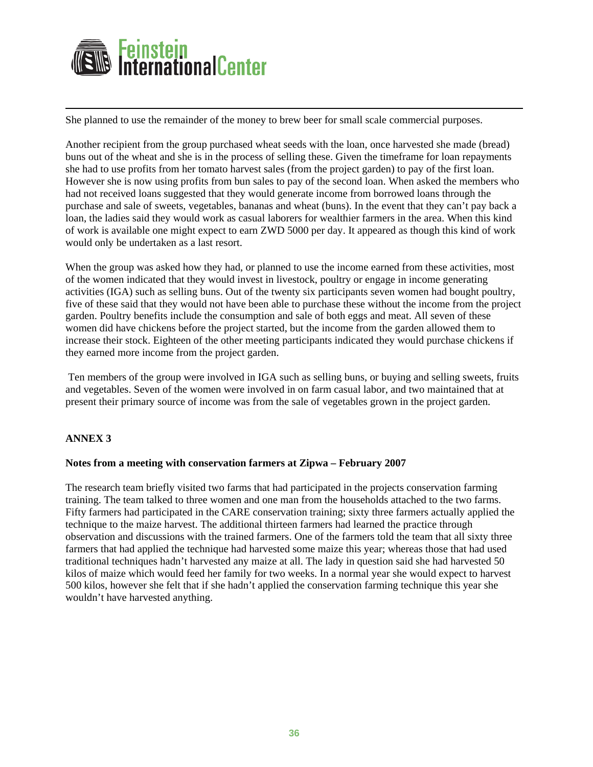She planned to use the remainder of the money to brew beer for small scale commercial purposes.

Another recipient from the group purchased wheat seeds with the loan, once harvested she made (bread) buns out of the wheat and she is in the process of selling these. Given the timeframe for loan repayments she had to use profits from her tomato harvest sales (from the project garden) to pay of the first loan. However she is now using profits from bun sales to pay of the second loan. When asked the members who had not received loans suggested that they would generate income from borrowed loans through the purchase and sale of sweets, vegetables, bananas and wheat (buns). In the event that they can't pay back a loan, the ladies said they would work as casual laborers for wealthier farmers in the area. When this kind of work is available one might expect to earn ZWD 5000 per day. It appeared as though this kind of work would only be undertaken as a last resort.

When the group was asked how they had, or planned to use the income earned from these activities, most of the women indicated that they would invest in livestock, poultry or engage in income generating activities (IGA) such as selling buns. Out of the twenty six participants seven women had bought poultry, five of these said that they would not have been able to purchase these without the income from the project garden. Poultry benefits include the consumption and sale of both eggs and meat. All seven of these women did have chickens before the project started, but the income from the garden allowed them to increase their stock. Eighteen of the other meeting participants indicated they would purchase chickens if they earned more income from the project garden.

Ten members of the group were involved in IGA such as selling buns, or buying and selling sweets, fruits and vegetables. Seven of the women were involved in on farm casual labor, and two maintained that at present their primary source of income was from the sale of vegetables grown in the project garden.

## ANNEX 3

**Notes from a meeting with conservation farmers at Zipwa – February 2007**

The research team briefly visited two farms that had participated in the projects conservation farming training. The team talked to three women and one man from the households attached to the two farms. Fifty farmers had participated in the CARE conservation training; sixty three farmers actually applied the technique to the maize harvest. The additional thirteen farmers had learned the practice through observation and discussions with the trained farmers. One of the farmers told the team that all sixty three farmers that had applied the technique had harvested some maize this year; whereas those that had used traditional techniques hadn't harvested any maize at all. The lady in question said she had harvested 50 kilos of maize which would feed her family for two weeks. In a normal year she would expect to harvest 500 kilos, however she felt that if she hadn't applied the conservation farming technique this year she wouldn't have harvested anything.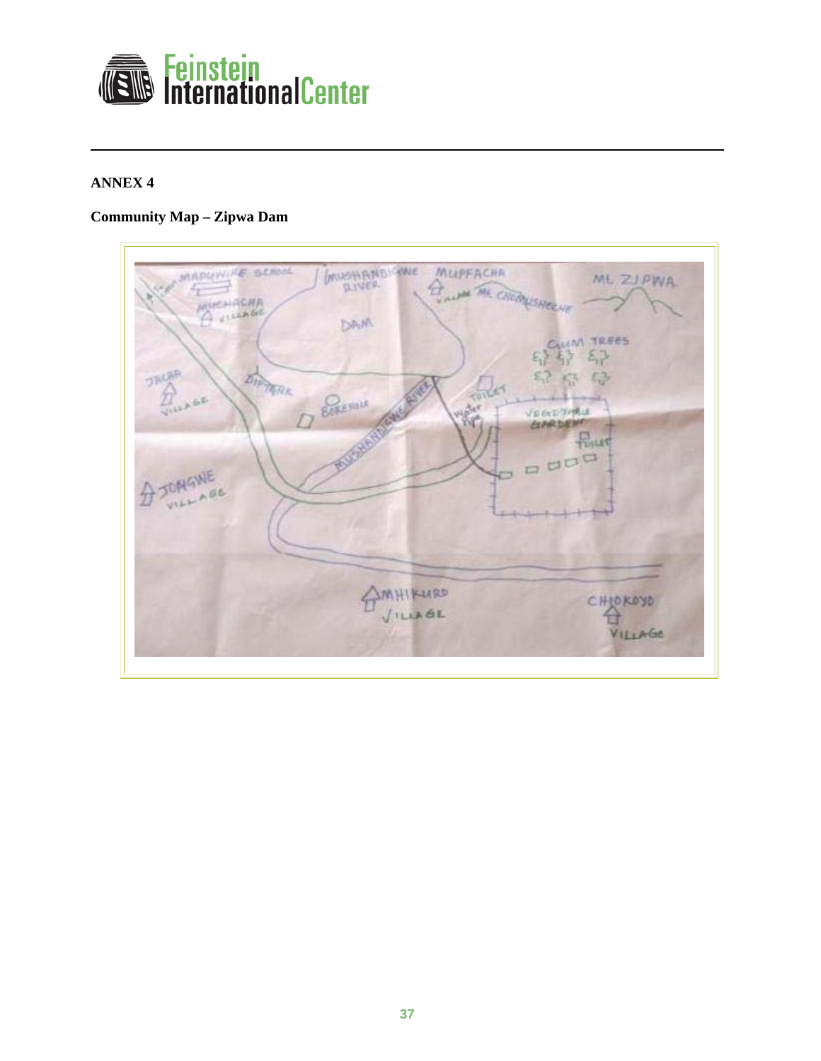## ANNEX 4

### Community Map – Zipwa Dam